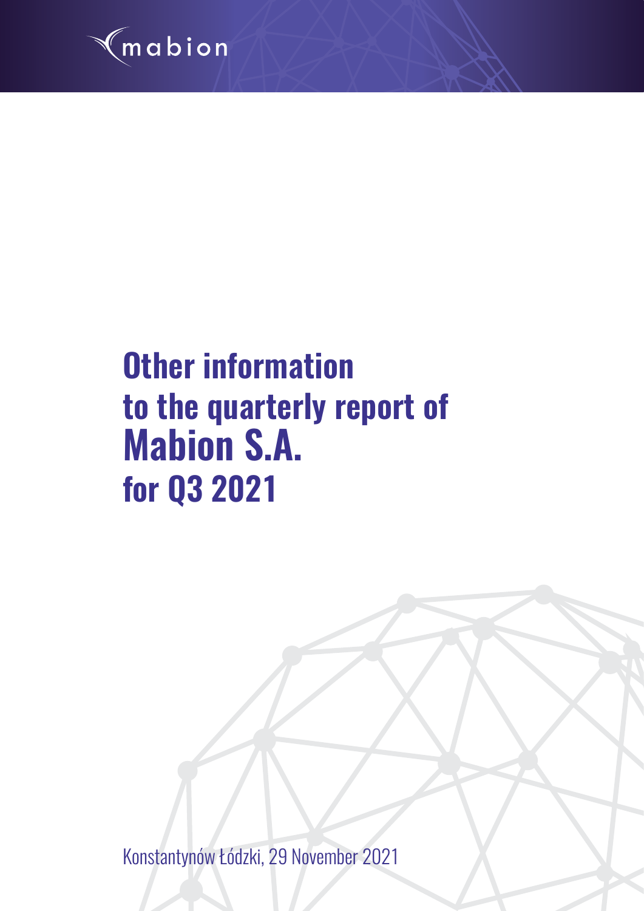mabion

# Other information to the quarterly report of Mabion S.A. for Q3 2021

Konstantynów Łódzki, 29 November 2021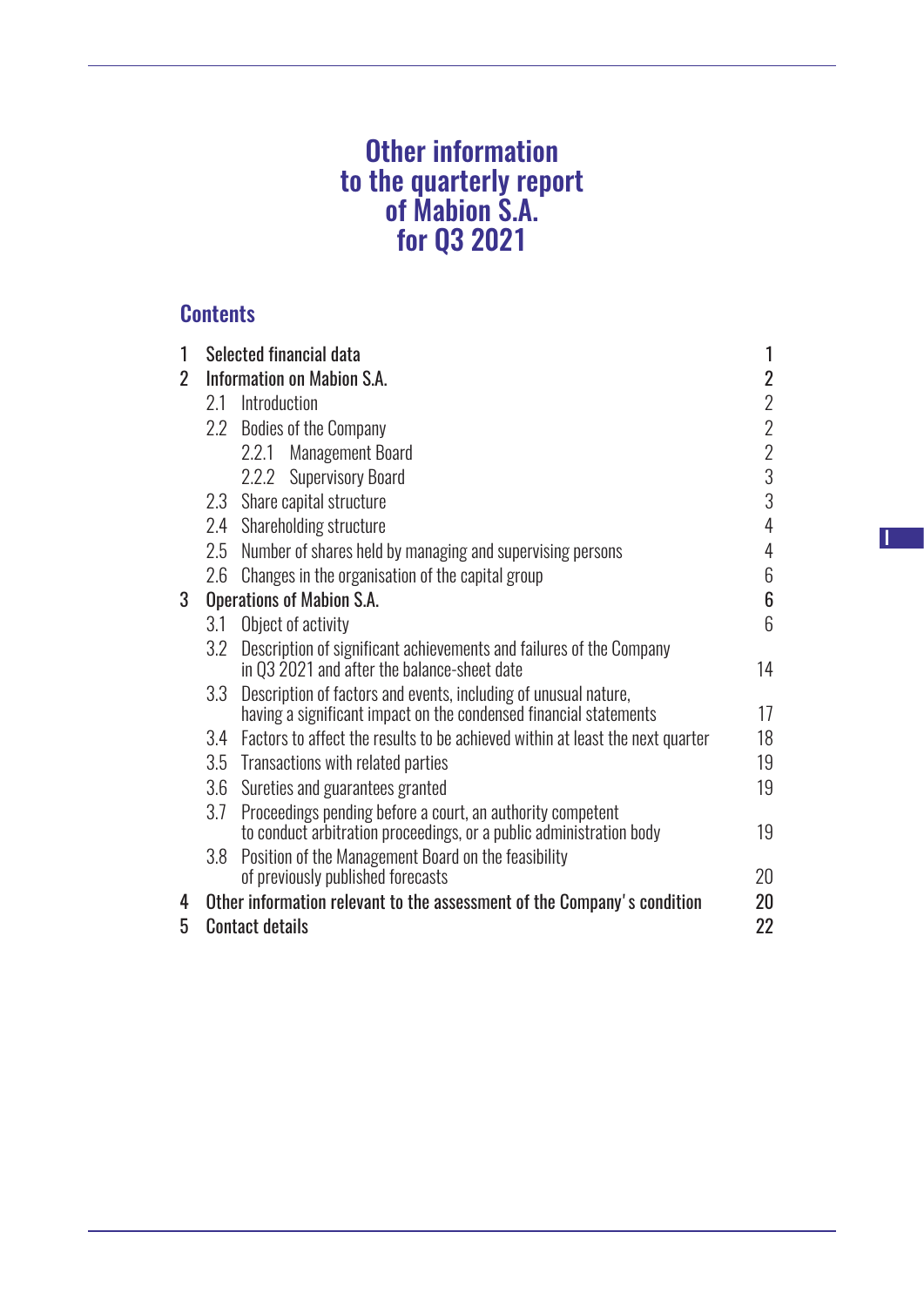# Other information to the quarterly report of Mabion S.A. for Q3 2021

## Contents

| | | |
|---|---|---|
| 1 | Selected financial data | 1 |
| 2 | Information on Mabion S.A. | 2 |
| | 2.1 Introduction | 2 |
| | 2.2 Bodies of the Company | 2 |
| | 2.2.1 Management Board | 2 |
| | 2.2.2 Supervisory Board | 3 |
| | 2.3 Share capital structure | 3 |
| | 2.4 Shareholding structure | 4 |
| | 2.5 Number of shares held by managing and supervising persons | 4 |
| | 2.6 Changes in the organisation of the capital group | 6 |
| 3 | Operations of Mabion S.A. | 6 |
| | 3.1 Object of activity | 6 |
| | 3.2 Description of significant achievements and failures of the Company in Q3 2021 and after the balance-sheet date | 14 |
| | 3.3 Description of factors and events, including of unusual nature, having a significant impact on the condensed financial statements | 17 |
| | 3.4 Factors to affect the results to be achieved within at least the next quarter | 18 |
| | 3.5 Transactions with related parties | 19 |
| | 3.6 Sureties and guarantees granted | 19 |
| | 3.7 Proceedings pending before a court, an authority competent to conduct arbitration proceedings, or a public administration body | 19 |
| | 3.8 Position of the Management Board on the feasibility of previously published forecasts | 20 |
| 4 | Other information relevant to the assessment of the Company's condition | 20 |
| 5 | Contact details | 22 |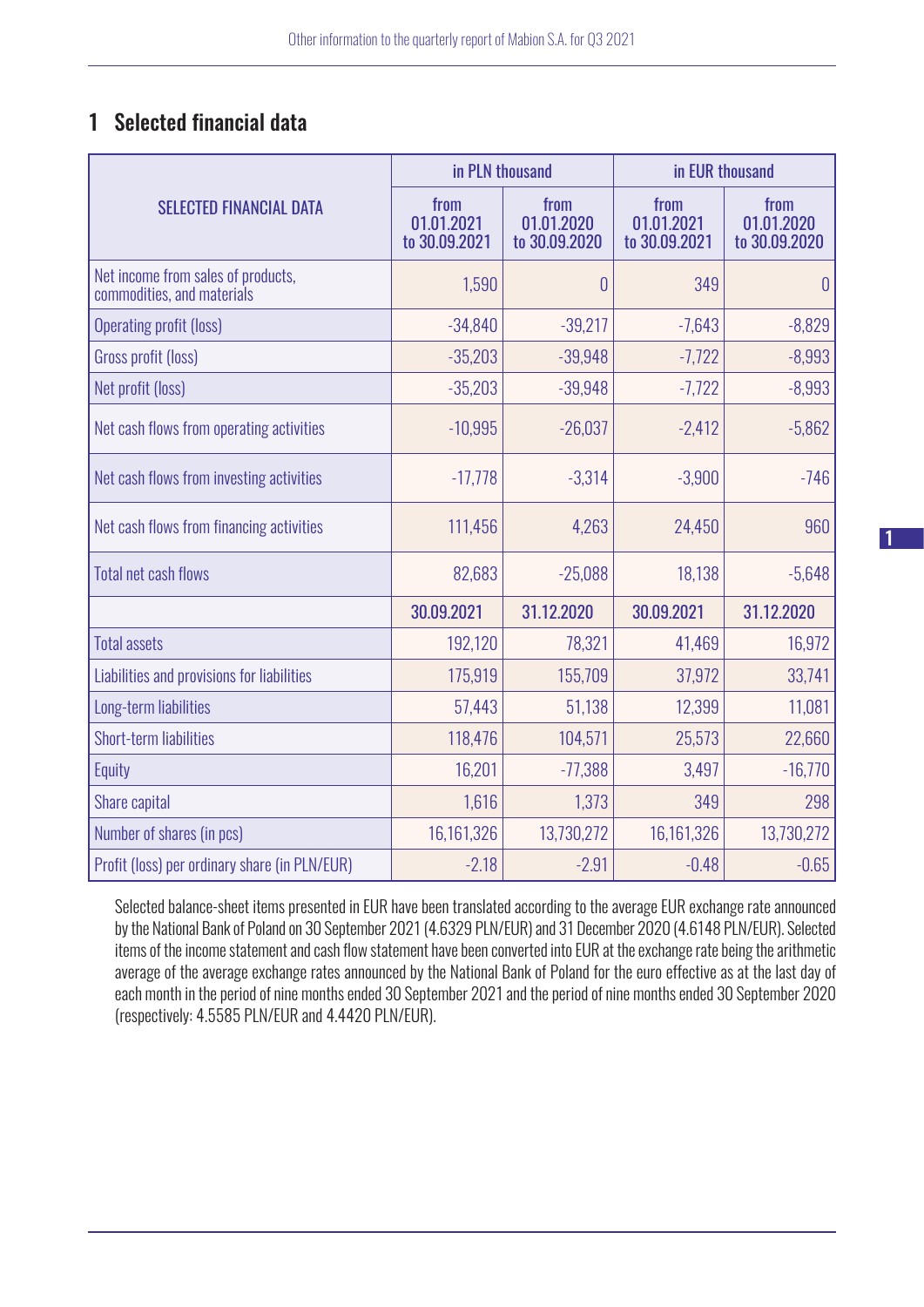# 1 Selected financial data

| SELECTED FINANCIAL DATA | in PLN thousand | | in EUR thousand | |
|---|---|---|---|---|
| | from 01.01.2021 to 30.09.2021 | from 01.01.2020 to 30.09.2020 | from 01.01.2021 to 30.09.2021 | from 01.01.2020 to 30.09.2020 |
| Net income from sales of products, commodities, and materials | 1,590 | 0 | 349 | 0 |
| Operating profit (loss) | -34,840 | -39,217 | -7,643 | -8,829 |
| Gross profit (loss) | -35,203 | -39,948 | -7,722 | -8,993 |
| Net profit (loss) | -35,203 | -39,948 | -7,722 | -8,993 |
| Net cash flows from operating activities | -10,995 | -26,037 | -2,412 | -5,862 |
| Net cash flows from investing activities | -17,778 | -3,314 | -3,900 | -746 |
| Net cash flows from financing activities | 111,456 | 4,263 | 24,450 | 960 |
| Total net cash flows | 82,683 | -25,088 | 18,138 | -5,648 |
| | 30.09.2021 | 31.12.2020 | 30.09.2021 | 31.12.2020 |
| Total assets | 192,120 | 78,321 | 41,469 | 16,972 |
| Liabilities and provisions for liabilities | 175,919 | 155,709 | 37,972 | 33,741 |
| Long-term liabilities | 57,443 | 51,138 | 12,399 | 11,081 |
| Short-term liabilities | 118,476 | 104,571 | 25,573 | 22,660 |
| Equity | 16,201 | -77,388 | 3,497 | -16,770 |
| Share capital | 1,616 | 1,373 | 349 | 298 |
| Number of shares (in pcs) | 16,161,326 | 13,730,272 | 16,161,326 | 13,730,272 |
| Profit (loss) per ordinary share (in PLN/EUR) | -2.18 | -2.91 | -0.48 | -0.65 |

Selected balance-sheet items presented in EUR have been translated according to the average EUR exchange rate announced by the National Bank of Poland on 30 September 2021 (4.6329 PLN/EUR) and 31 December 2020 (4.6148 PLN/EUR). Selected items of the income statement and cash flow statement have been converted into EUR at the exchange rate being the arithmetic average of the average exchange rates announced by the National Bank of Poland for the euro effective as at the last day of each month in the period of nine months ended 30 September 2021 and the period of nine months ended 30 September 2020 (respectively: 4.5585 PLN/EUR and 4.4420 PLN/EUR).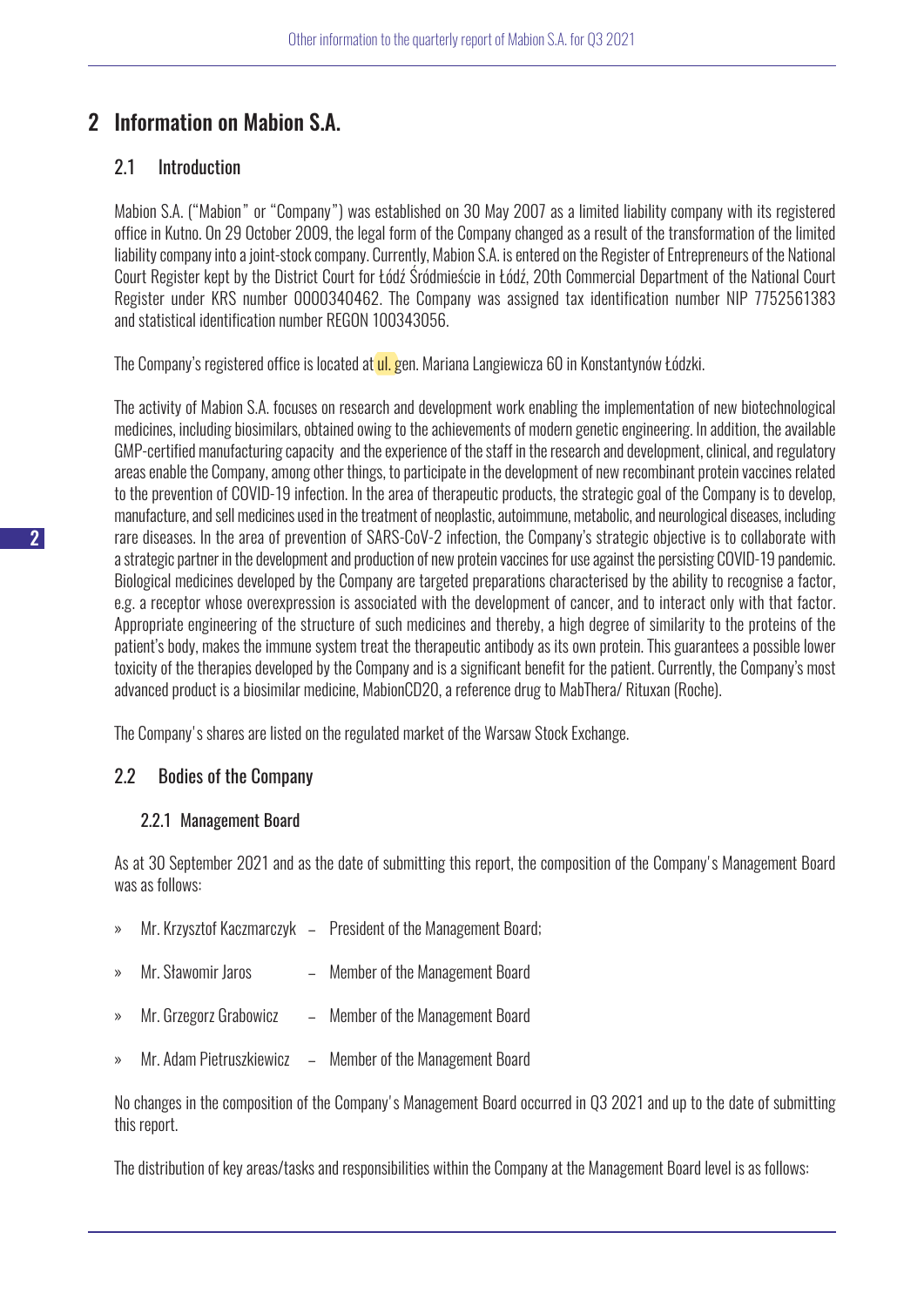# 2 Information on Mabion S.A.

## 2.1 Introduction

Mabion S.A. ("Mabion" or "Company") was established on 30 May 2007 as a limited liability company with its registered office in Kutno. On 29 October 2009, the legal form of the Company changed as a result of the transformation of the limited liability company into a joint-stock company. Currently, Mabion S.A. is entered on the Register of Entrepreneurs of the National Court Register kept by the District Court for Łódź Śródmieście in Łódź, 20th Commercial Department of the National Court Register under KRS number 0000340462. The Company was assigned tax identification number NIP 7752561383 and statistical identification number REGON 100343056.

The Company's registered office is located at ul. gen. Mariana Langiewicza 60 in Konstantynów Łódzki.

The activity of Mabion S.A. focuses on research and development work enabling the implementation of new biotechnological medicines, including biosimilars, obtained owing to the achievements of modern genetic engineering. In addition, the available GMP-certified manufacturing capacity and the experience of the staff in the research and development, clinical, and regulatory areas enable the Company, among other things, to participate in the development of new recombinant protein vaccines related to the prevention of COVID-19 infection. In the area of therapeutic products, the strategic goal of the Company is to develop, manufacture, and sell medicines used in the treatment of neoplastic, autoimmune, metabolic, and neurological diseases, including rare diseases. In the area of prevention of SARS-CoV-2 infection, the Company's strategic objective is to collaborate with a strategic partner in the development and production of new protein vaccines for use against the persisting COVID-19 pandemic. Biological medicines developed by the Company are targeted preparations characterised by the ability to recognise a factor, e.g. a receptor whose overexpression is associated with the development of cancer, and to interact only with that factor. Appropriate engineering of the structure of such medicines and thereby, a high degree of similarity to the proteins of the patient's body, makes the immune system treat the therapeutic antibody as its own protein. This guarantees a possible lower toxicity of the therapies developed by the Company and is a significant benefit for the patient. Currently, the Company's most advanced product is a biosimilar medicine, MabionCD20, a reference drug to MabThera/ Rituxan (Roche).

The Company's shares are listed on the regulated market of the Warsaw Stock Exchange.

## 2.2 Bodies of the Company

### 2.2.1 Management Board

As at 30 September 2021 and as the date of submitting this report, the composition of the Company's Management Board was as follows:

- Mr. Krzysztof Kaczmarczyk – President of the Management Board;
- Mr. Sławomir Jaros – Member of the Management Board
- Mr. Grzegorz Grabowicz – Member of the Management Board
- Mr. Adam Pietruszkiewicz – Member of the Management Board

No changes in the composition of the Company's Management Board occurred in Q3 2021 and up to the date of submitting this report.

The distribution of key areas/tasks and responsibilities within the Company at the Management Board level is as follows: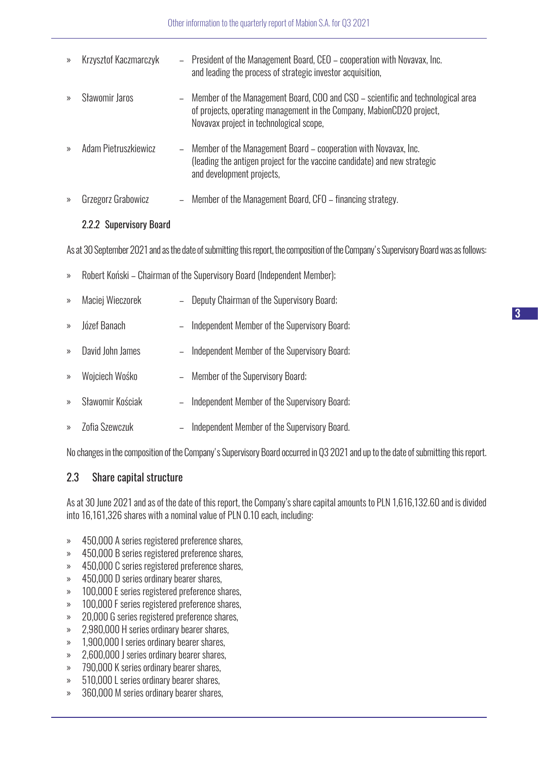- Krzysztof Kaczmarczyk – President of the Management Board, CEO – cooperation with Novavax, Inc. and leading the process of strategic investor acquisition,
- Sławomir Jaros – Member of the Management Board, COO and CSO – scientific and technological area of projects, operating management in the Company, MabionCD20 project, Novavax project in technological scope,
- Adam Pietruszkiewicz – Member of the Management Board – cooperation with Novavax, Inc. (leading the antigen project for the vaccine candidate) and new strategic and development projects,
- Grzegorz Grabowicz – Member of the Management Board, CFO – financing strategy.

### 2.2.2 Supervisory Board

As at 30 September 2021 and as the date of submitting this report, the composition of the Company's Supervisory Board was as follows:

- Robert Koński – Chairman of the Supervisory Board (Independent Member);
- Maciej Wieczorek – Deputy Chairman of the Supervisory Board;
- Józef Banach – Independent Member of the Supervisory Board;
- David John James – Independent Member of the Supervisory Board;
- Wojciech Wośko – Member of the Supervisory Board;
- Sławomir Kościak – Independent Member of the Supervisory Board;
- Zofia Szewczuk – Independent Member of the Supervisory Board.

No changes in the composition of the Company's Supervisory Board occurred in Q3 2021 and up to the date of submitting this report.

## 2.3 Share capital structure

As at 30 June 2021 and as of the date of this report, the Company's share capital amounts to PLN 1,616,132.60 and is divided into 16,161,326 shares with a nominal value of PLN 0.10 each, including:

- 450,000 A series registered preference shares,
- 450,000 B series registered preference shares,
- 450,000 C series registered preference shares,
- 450,000 D series ordinary bearer shares,
- 100,000 E series registered preference shares,
- 100,000 F series registered preference shares,
- 20,000 G series registered preference shares,
- 2,980,000 H series ordinary bearer shares,
- 1,900,000 I series ordinary bearer shares,
- 2,600,000 J series ordinary bearer shares,
- 790,000 K series ordinary bearer shares,
- 510,000 L series ordinary bearer shares,
- 360,000 M series ordinary bearer shares,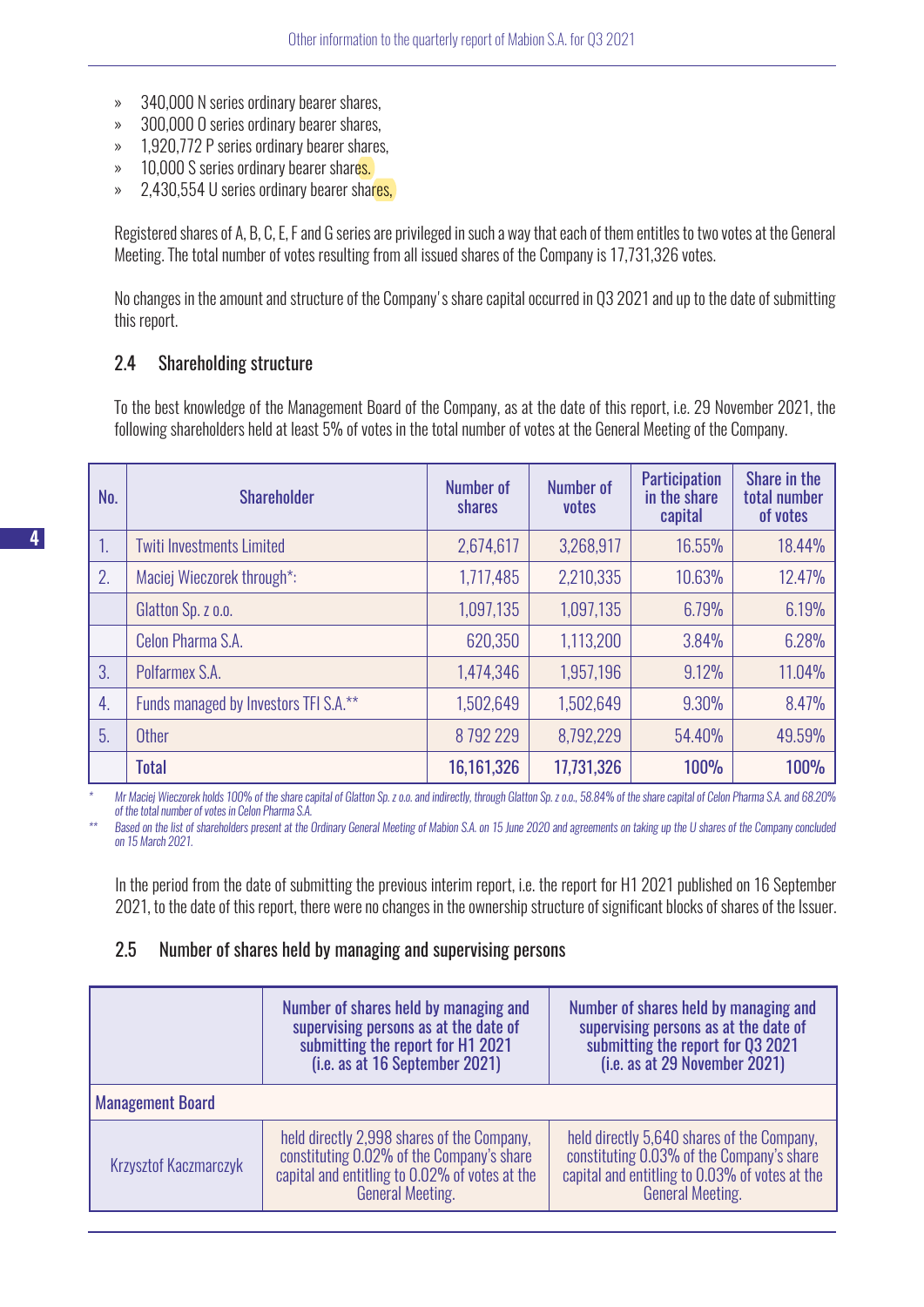- 340,000 N series ordinary bearer shares,
- 300,000 O series ordinary bearer shares,
- 1,920,772 P series ordinary bearer shares,
- 10,000 S series ordinary bearer shares.
- 2,430,554 U series ordinary bearer shares,

Registered shares of A, B, C, E, F and G series are privileged in such a way that each of them entitles to two votes at the General Meeting. The total number of votes resulting from all issued shares of the Company is 17,731,326 votes.

No changes in the amount and structure of the Company's share capital occurred in Q3 2021 and up to the date of submitting this report.

## 2.4 Shareholding structure

To the best knowledge of the Management Board of the Company, as at the date of this report, i.e. 29 November 2021, the following shareholders held at least 5% of votes in the total number of votes at the General Meeting of the Company.

| No. | Shareholder | Number of shares | Number of votes | Participation in the share capital | Share in the total number of votes |
|---|---|---|---|---|---|
| 1. | Twiti Investments Limited | 2,674,617 | 3,268,917 | 16.55% | 18.44% |
| 2. | Maciej Wieczorek through*: | 1,717,485 | 2,210,335 | 10.63% | 12.47% |
| | Glatton Sp. z o.o. | 1,097,135 | 1,097,135 | 6.79% | 6.19% |
| | Celon Pharma S.A. | 620,350 | 1,113,200 | 3.84% | 6.28% |
| 3. | Polfarmex S.A. | 1,474,346 | 1,957,196 | 9.12% | 11.04% |
| 4. | Funds managed by Investors TFI S.A.** | 1,502,649 | 1,502,649 | 9.30% | 8.47% |
| 5. | Other | 8 792 229 | 8,792,229 | 54.40% | 49.59% |
| | **Total** | **16,161,326** | **17,731,326** | **100%** | **100%** |

\* *Mr Maciej Wieczorek holds 100% of the share capital of Glatton Sp. z o.o. and indirectly, through Glatton Sp. z o.o., 58.84% of the share capital of Celon Pharma S.A. and 68.20% of the total number of votes in Celon Pharma S.A.*

\*\* *Based on the list of shareholders present at the Ordinary General Meeting of Mabion S.A. on 15 June 2020 and agreements on taking up the U shares of the Company concluded on 15 March 2021.*

In the period from the date of submitting the previous interim report, i.e. the report for H1 2021 published on 16 September 2021, to the date of this report, there were no changes in the ownership structure of significant blocks of shares of the Issuer.

## 2.5 Number of shares held by managing and supervising persons

| | Number of shares held by managing and supervising persons as at the date of submitting the report for H1 2021 (i.e. as at 16 September 2021) | Number of shares held by managing and supervising persons as at the date of submitting the report for Q3 2021 (i.e. as at 29 November 2021) |
|---|---|---|
| Management Board | | |
| Krzysztof Kaczmarczyk | held directly 2,998 shares of the Company, constituting 0.02% of the Company's share capital and entitling to 0.02% of votes at the General Meeting. | held directly 5,640 shares of the Company, constituting 0.03% of the Company's share capital and entitling to 0.03% of votes at the General Meeting. |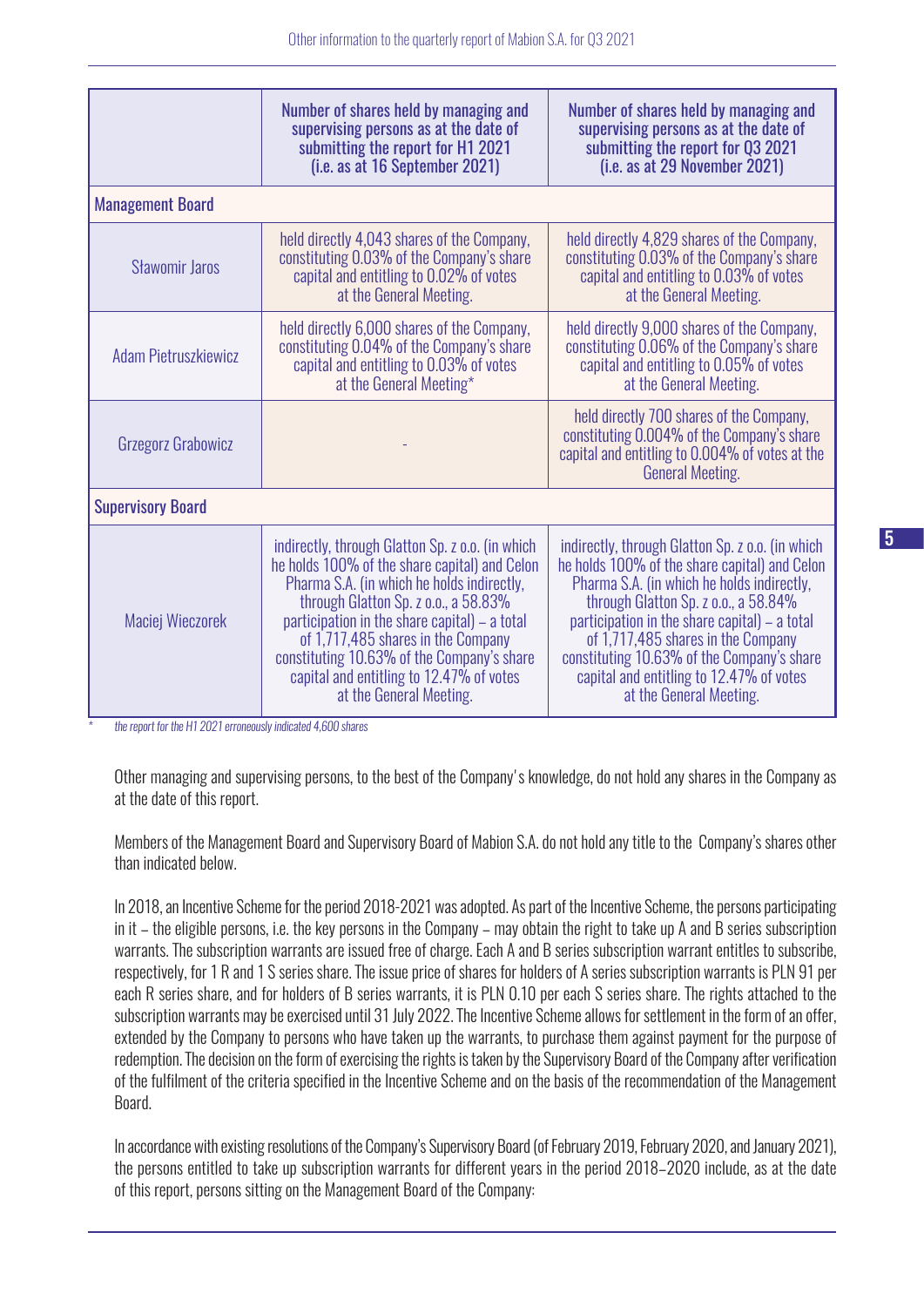| | Number of shares held by managing and supervising persons as at the date of submitting the report for H1 2021 (i.e. as at 16 September 2021) | Number of shares held by managing and supervising persons as at the date of submitting the report for Q3 2021 (i.e. as at 29 November 2021) |
|---|---|---|
| **Management Board** | | |
| Sławomir Jaros | held directly 4,043 shares of the Company, constituting 0.03% of the Company's share capital and entitling to 0.02% of votes at the General Meeting. | held directly 4,829 shares of the Company, constituting 0.03% of the Company's share capital and entitling to 0.03% of votes at the General Meeting. |
| Adam Pietruszkiewicz | held directly 6,000 shares of the Company, constituting 0.04% of the Company's share capital and entitling to 0.03% of votes at the General Meeting* | held directly 9,000 shares of the Company, constituting 0.06% of the Company's share capital and entitling to 0.05% of votes at the General Meeting. |
| Grzegorz Grabowicz | - | held directly 700 shares of the Company, constituting 0.004% of the Company's share capital and entitling to 0.004% of votes at the General Meeting. |
| **Supervisory Board** | | |
| Maciej Wieczorek | indirectly, through Glatton Sp. z o.o. (in which he holds 100% of the share capital) and Celon Pharma S.A. (in which he holds indirectly, through Glatton Sp. z o.o., a 58.83% participation in the share capital) – a total of 1,717,485 shares in the Company constituting 10.63% of the Company's share capital and entitling to 12.47% of votes at the General Meeting. | indirectly, through Glatton Sp. z o.o. (in which he holds 100% of the share capital) and Celon Pharma S.A. (in which he holds indirectly, through Glatton Sp. z o.o., a 58.84% participation in the share capital) – a total of 1,717,485 shares in the Company constituting 10.63% of the Company's share capital and entitling to 12.47% of votes at the General Meeting. |

\* *the report for the H1 2021 erroneously indicated 4,600 shares*

Other managing and supervising persons, to the best of the Company's knowledge, do not hold any shares in the Company as at the date of this report.

Members of the Management Board and Supervisory Board of Mabion S.A. do not hold any title to the Company's shares other than indicated below.

In 2018, an Incentive Scheme for the period 2018-2021 was adopted. As part of the Incentive Scheme, the persons participating in it – the eligible persons, i.e. the key persons in the Company – may obtain the right to take up A and B series subscription warrants. The subscription warrants are issued free of charge. Each A and B series subscription warrant entitles to subscribe, respectively, for 1 R and 1 S series share. The issue price of shares for holders of A series subscription warrants is PLN 91 per each R series share, and for holders of B series warrants, it is PLN 0.10 per each S series share. The rights attached to the subscription warrants may be exercised until 31 July 2022. The Incentive Scheme allows for settlement in the form of an offer, extended by the Company to persons who have taken up the warrants, to purchase them against payment for the purpose of redemption. The decision on the form of exercising the rights is taken by the Supervisory Board of the Company after verification of the fulfilment of the criteria specified in the Incentive Scheme and on the basis of the recommendation of the Management Board.

In accordance with existing resolutions of the Company's Supervisory Board (of February 2019, February 2020, and January 2021), the persons entitled to take up subscription warrants for different years in the period 2018–2020 include, as at the date of this report, persons sitting on the Management Board of the Company: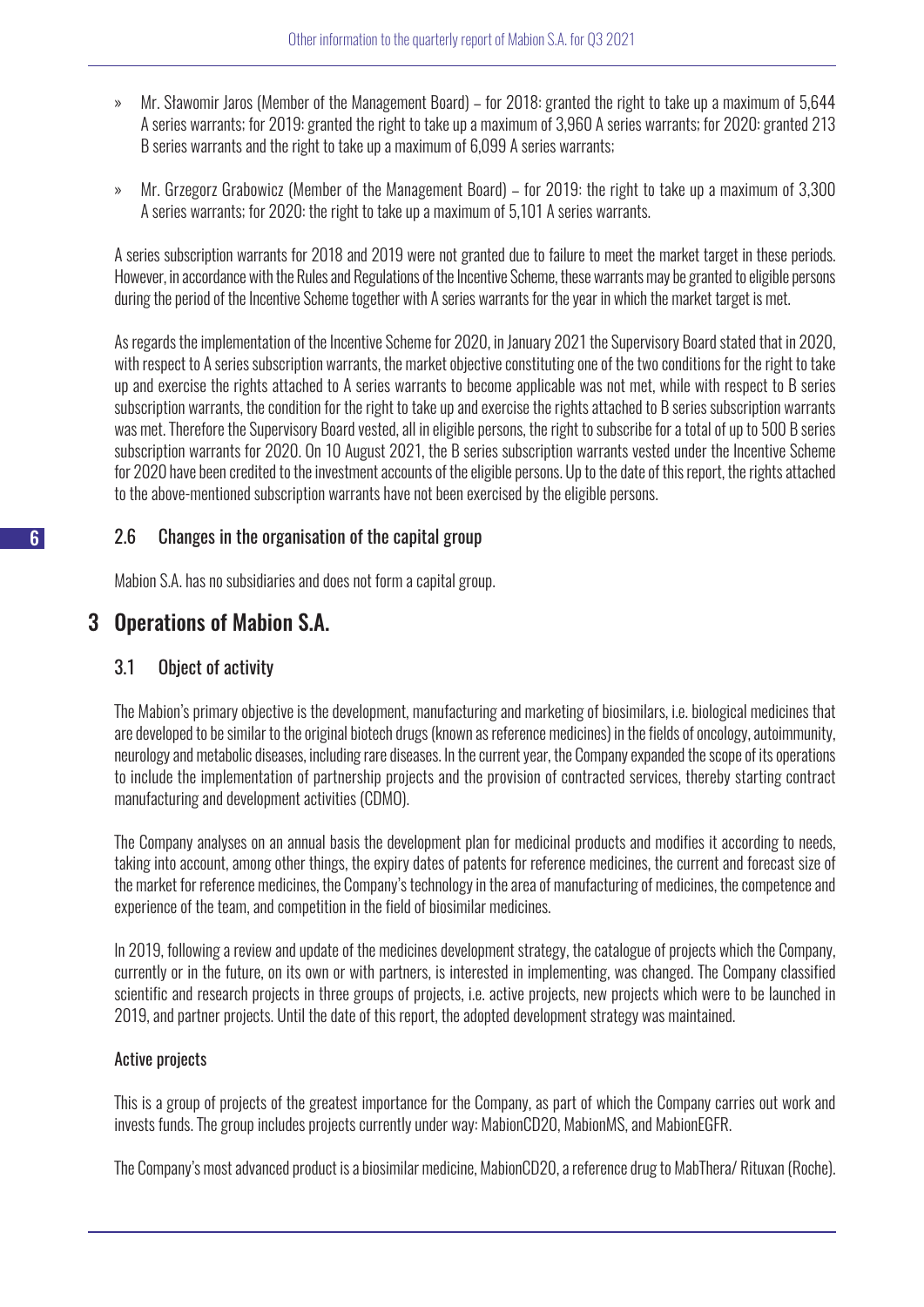- Mr. Sławomir Jaros (Member of the Management Board) – for 2018: granted the right to take up a maximum of 5,644 A series warrants; for 2019: granted the right to take up a maximum of 3,960 A series warrants; for 2020: granted 213 B series warrants and the right to take up a maximum of 6,099 A series warrants;
- Mr. Grzegorz Grabowicz (Member of the Management Board) – for 2019: the right to take up a maximum of 3,300 A series warrants; for 2020: the right to take up a maximum of 5,101 A series warrants.

A series subscription warrants for 2018 and 2019 were not granted due to failure to meet the market target in these periods. However, in accordance with the Rules and Regulations of the Incentive Scheme, these warrants may be granted to eligible persons during the period of the Incentive Scheme together with A series warrants for the year in which the market target is met.

As regards the implementation of the Incentive Scheme for 2020, in January 2021 the Supervisory Board stated that in 2020, with respect to A series subscription warrants, the market objective constituting one of the two conditions for the right to take up and exercise the rights attached to A series warrants to become applicable was not met, while with respect to B series subscription warrants, the condition for the right to take up and exercise the rights attached to B series subscription warrants was met. Therefore the Supervisory Board vested, all in eligible persons, the right to subscribe for a total of up to 500 B series subscription warrants for 2020. On 10 August 2021, the B series subscription warrants vested under the Incentive Scheme for 2020 have been credited to the investment accounts of the eligible persons. Up to the date of this report, the rights attached to the above-mentioned subscription warrants have not been exercised by the eligible persons.

### 2.6 Changes in the organisation of the capital group

Mabion S.A. has no subsidiaries and does not form a capital group.

## 3 Operations of Mabion S.A.

### 3.1 Object of activity

The Mabion's primary objective is the development, manufacturing and marketing of biosimilars, i.e. biological medicines that are developed to be similar to the original biotech drugs (known as reference medicines) in the fields of oncology, autoimmunity, neurology and metabolic diseases, including rare diseases. In the current year, the Company expanded the scope of its operations to include the implementation of partnership projects and the provision of contracted services, thereby starting contract manufacturing and development activities (CDMO).

The Company analyses on an annual basis the development plan for medicinal products and modifies it according to needs, taking into account, among other things, the expiry dates of patents for reference medicines, the current and forecast size of the market for reference medicines, the Company's technology in the area of manufacturing of medicines, the competence and experience of the team, and competition in the field of biosimilar medicines.

In 2019, following a review and update of the medicines development strategy, the catalogue of projects which the Company, currently or in the future, on its own or with partners, is interested in implementing, was changed. The Company classified scientific and research projects in three groups of projects, i.e. active projects, new projects which were to be launched in 2019, and partner projects. Until the date of this report, the adopted development strategy was maintained.

#### Active projects

This is a group of projects of the greatest importance for the Company, as part of which the Company carries out work and invests funds. The group includes projects currently under way: MabionCD20, MabionMS, and MabionEGFR.

The Company's most advanced product is a biosimilar medicine, MabionCD20, a reference drug to MabThera/ Rituxan (Roche).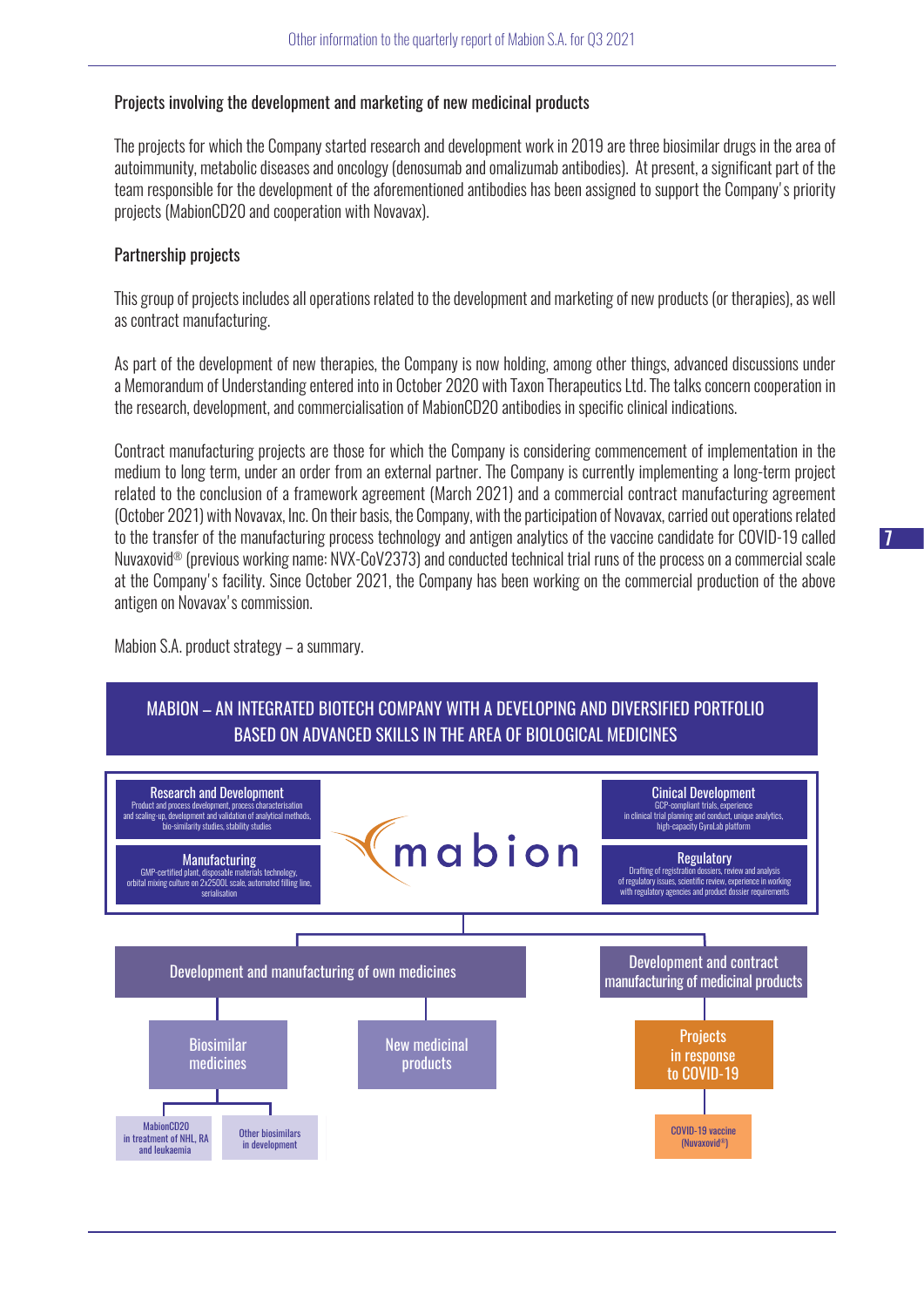### Projects involving the development and marketing of new medicinal products

The projects for which the Company started research and development work in 2019 are three biosimilar drugs in the area of autoimmunity, metabolic diseases and oncology (denosumab and omalizumab antibodies). At present, a significant part of the team responsible for the development of the aforementioned antibodies has been assigned to support the Company's priority projects (MabionCD20 and cooperation with Novavax).

### Partnership projects

This group of projects includes all operations related to the development and marketing of new products (or therapies), as well as contract manufacturing.

As part of the development of new therapies, the Company is now holding, among other things, advanced discussions under a Memorandum of Understanding entered into in October 2020 with Taxon Therapeutics Ltd. The talks concern cooperation in the research, development, and commercialisation of MabionCD20 antibodies in specific clinical indications.

Contract manufacturing projects are those for which the Company is considering commencement of implementation in the medium to long term, under an order from an external partner. The Company is currently implementing a long-term project related to the conclusion of a framework agreement (March 2021) and a commercial contract manufacturing agreement (October 2021) with Novavax, Inc. On their basis, the Company, with the participation of Novavax, carried out operations related to the transfer of the manufacturing process technology and antigen analytics of the vaccine candidate for COVID-19 called Nuvaxovid® (previous working name: NVX-CoV2373) and conducted technical trial runs of the process on a commercial scale at the Company's facility. Since October 2021, the Company has been working on the commercial production of the above antigen on Novavax's commission.

Mabion S.A. product strategy – a summary.

**MABION – AN INTEGRATED BIOTECH COMPANY WITH A DEVELOPING AND DIVERSIFIED PORTFOLIO BASED ON ADVANCED SKILLS IN THE AREA OF BIOLOGICAL MEDICINES**

mabion

- **Research and Development** – Product and process development, process characterisation and scaling-up, development and validation of analytical methods, bio-similarity studies, stability studies
- **Manufacturing** – GMP-certified plant, disposable materials technology, orbital mixing culture on 2x2500L scale, automated filling line, serialisation
- **Cinical Development** – GCP-compliant trials, experience in clinical trial planning and conduct, unique analytics, high-capacity GyroLab platform
- **Regulatory** – Drafting of registration dossiers, review and analysis of regulatory issues, scientific review, experience in working with regulatory agencies and product dossier requirements

- **Development and manufacturing of own medicines**
  - Biosimilar medicines
    - MabionCD20 in treatment of NHL, RA and leukaemia
    - Other biosimilars in development
  - New medicinal products
- **Development and contract manufacturing of medicinal products**
  - Projects in response to COVID-19
    - COVID-19 vaccine (Nuvaxovid®)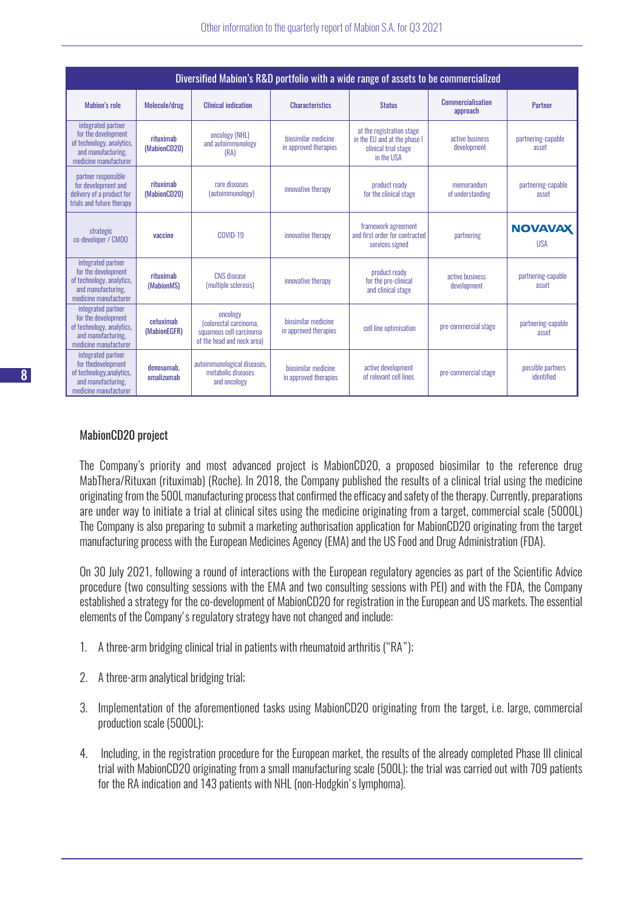| Diversified Mabion's R&D portfolio with a wide range of assets to be commercialized | | | | | | |
|---|---|---|---|---|---|---|
| Mabion's role | Molecule/drug | Clinical indication | Characteristics | Status | Commercialisation approach | Partner |
| integrated partner for the development of technology, analytics, and manufacturing, medicine manufacturer | rituximab (MabionCD20) | oncology (NHL) and autoimmunology (RA) | biosimilar medicine in approved therapies | at the registration stage in the EU and at the phase I clinical trial stage in the USA | active business development | partnering-capable asset |
| partner responsible for development and delivery of a product for trials and future therapy | rituximab (MabionCD20) | rare diseases (autoimmunology) | innovative therapy | product ready for the clinical stage | memorandum of understanding | partnering-capable asset |
| strategic co-developer / CMDO | vaccine | COVID-19 | innovative therapy | framework agreement and first order for contracted services signed | partnering | NOVAVAX USA |
| integrated partner for the development of technology, analytics, and manufacturing, medicine manufacturer | rituximab (MabionMS) | CNS disease (multiple sclerosis) | innovative therapy | product ready for the pre-clinical and clinical stage | active business development | partnering-capable asset |
| integrated partner for the development of technology, analytics, and manufacturing, medicine manufacturer | cetuximab (MabionEGFR) | oncology (colorectal carcinoma, squamous cell carcinoma of the head and neck area) | biosimilar medicine in approved therapies | cell line optimisation | pre-commercial stage | partnering-capable asset |
| integrated partner for thedevelopment of technology,analytics, and manufacturing, medicine manufacturer | denosumab, omalizumab | autoimmunological diseases, metabolic diseases and oncology | biosimilar medicine in approved therapies | active development of relevant cell lines | pre-commercial stage | possible partners identified |

## MabionCD20 project

The Company's priority and most advanced project is MabionCD20, a proposed biosimilar to the reference drug MabThera/Rituxan (rituximab) (Roche). In 2018, the Company published the results of a clinical trial using the medicine originating from the 500L manufacturing process that confirmed the efficacy and safety of the therapy. Currently, preparations are under way to initiate a trial at clinical sites using the medicine originating from a target, commercial scale (5000L) The Company is also preparing to submit a marketing authorisation application for MabionCD20 originating from the target manufacturing process with the European Medicines Agency (EMA) and the US Food and Drug Administration (FDA).

On 30 July 2021, following a round of interactions with the European regulatory agencies as part of the Scientific Advice procedure (two consulting sessions with the EMA and two consulting sessions with PEI) and with the FDA, the Company established a strategy for the co-development of MabionCD20 for registration in the European and US markets. The essential elements of the Company's regulatory strategy have not changed and include:

1. A three-arm bridging clinical trial in patients with rheumatoid arthritis ("RA");
2. A three-arm analytical bridging trial;
3. Implementation of the aforementioned tasks using MabionCD20 originating from the target, i.e. large, commercial production scale (5000L);
4. Including, in the registration procedure for the European market, the results of the already completed Phase III clinical trial with MabionCD20 originating from a small manufacturing scale (500L); the trial was carried out with 709 patients for the RA indication and 143 patients with NHL (non-Hodgkin's lymphoma).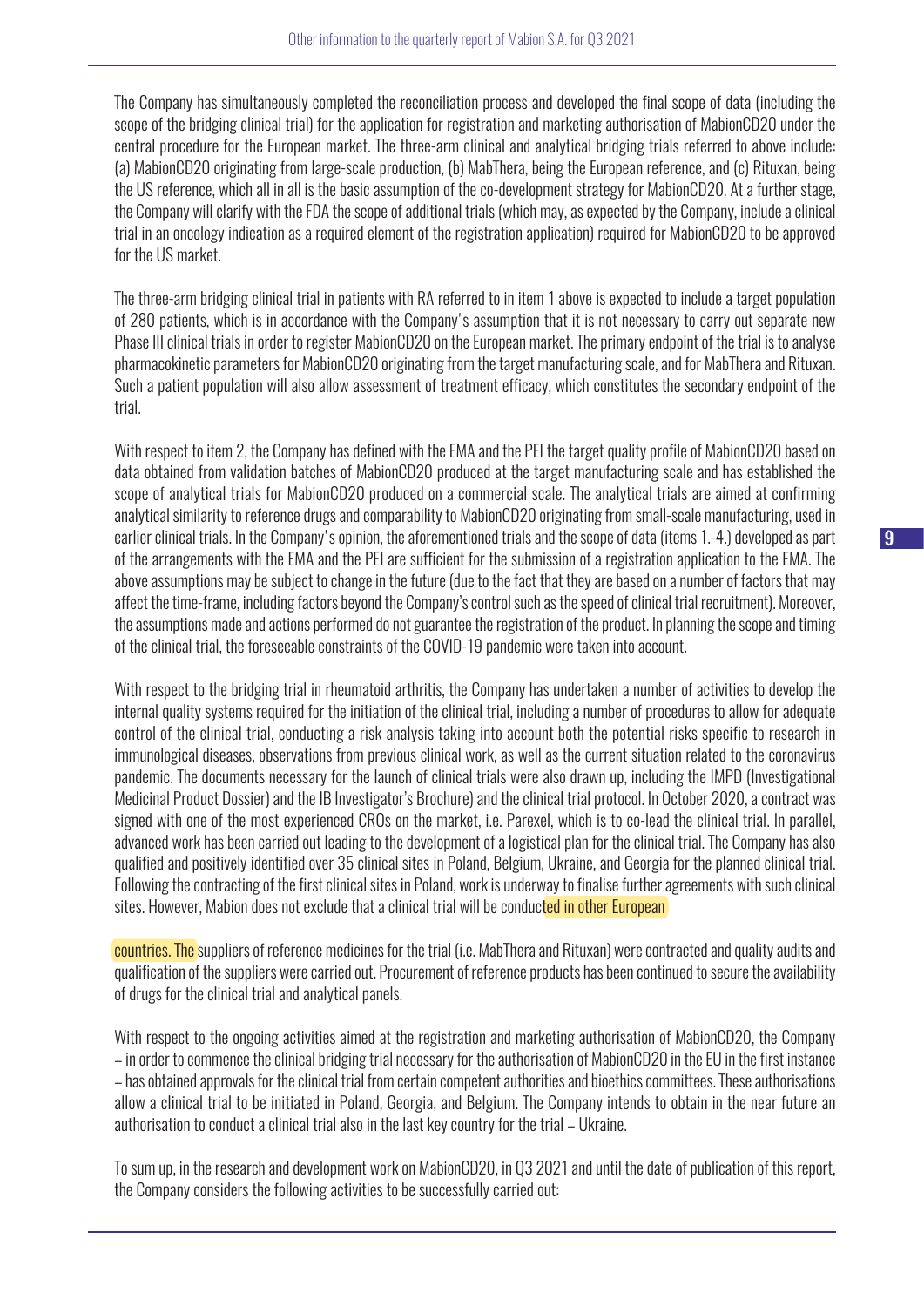The Company has simultaneously completed the reconciliation process and developed the final scope of data (including the scope of the bridging clinical trial) for the application for registration and marketing authorisation of MabionCD20 under the central procedure for the European market. The three-arm clinical and analytical bridging trials referred to above include: (a) MabionCD20 originating from large-scale production, (b) MabThera, being the European reference, and (c) Rituxan, being the US reference, which all in all is the basic assumption of the co-development strategy for MabionCD20. At a further stage, the Company will clarify with the FDA the scope of additional trials (which may, as expected by the Company, include a clinical trial in an oncology indication as a required element of the registration application) required for MabionCD20 to be approved for the US market.

The three-arm bridging clinical trial in patients with RA referred to in item 1 above is expected to include a target population of 280 patients, which is in accordance with the Company's assumption that it is not necessary to carry out separate new Phase III clinical trials in order to register MabionCD20 on the European market. The primary endpoint of the trial is to analyse pharmacokinetic parameters for MabionCD20 originating from the target manufacturing scale, and for MabThera and Rituxan. Such a patient population will also allow assessment of treatment efficacy, which constitutes the secondary endpoint of the trial.

With respect to item 2, the Company has defined with the EMA and the PEI the target quality profile of MabionCD20 based on data obtained from validation batches of MabionCD20 produced at the target manufacturing scale and has established the scope of analytical trials for MabionCD20 produced on a commercial scale. The analytical trials are aimed at confirming analytical similarity to reference drugs and comparability to MabionCD20 originating from small-scale manufacturing, used in earlier clinical trials. In the Company's opinion, the aforementioned trials and the scope of data (items 1.-4.) developed as part of the arrangements with the EMA and the PEI are sufficient for the submission of a registration application to the EMA. The above assumptions may be subject to change in the future (due to the fact that they are based on a number of factors that may affect the time-frame, including factors beyond the Company's control such as the speed of clinical trial recruitment). Moreover, the assumptions made and actions performed do not guarantee the registration of the product. In planning the scope and timing of the clinical trial, the foreseeable constraints of the COVID-19 pandemic were taken into account.

With respect to the bridging trial in rheumatoid arthritis, the Company has undertaken a number of activities to develop the internal quality systems required for the initiation of the clinical trial, including a number of procedures to allow for adequate control of the clinical trial, conducting a risk analysis taking into account both the potential risks specific to research in immunological diseases, observations from previous clinical work, as well as the current situation related to the coronavirus pandemic. The documents necessary for the launch of clinical trials were also drawn up, including the IMPD (Investigational Medicinal Product Dossier) and the IB Investigator's Brochure) and the clinical trial protocol. In October 2020, a contract was signed with one of the most experienced CROs on the market, i.e. Parexel, which is to co-lead the clinical trial. In parallel, advanced work has been carried out leading to the development of a logistical plan for the clinical trial. The Company has also qualified and positively identified over 35 clinical sites in Poland, Belgium, Ukraine, and Georgia for the planned clinical trial. Following the contracting of the first clinical sites in Poland, work is underway to finalise further agreements with such clinical sites. However, Mabion does not exclude that a clinical trial will be conducted in other European countries. The suppliers of reference medicines for the trial (i.e. MabThera and Rituxan) were contracted and quality audits and qualification of the suppliers were carried out. Procurement of reference products has been continued to secure the availability of drugs for the clinical trial and analytical panels.

With respect to the ongoing activities aimed at the registration and marketing authorisation of MabionCD20, the Company – in order to commence the clinical bridging trial necessary for the authorisation of MabionCD20 in the EU in the first instance – has obtained approvals for the clinical trial from certain competent authorities and bioethics committees. These authorisations allow a clinical trial to be initiated in Poland, Georgia, and Belgium. The Company intends to obtain in the near future an authorisation to conduct a clinical trial also in the last key country for the trial – Ukraine.

To sum up, in the research and development work on MabionCD20, in Q3 2021 and until the date of publication of this report, the Company considers the following activities to be successfully carried out: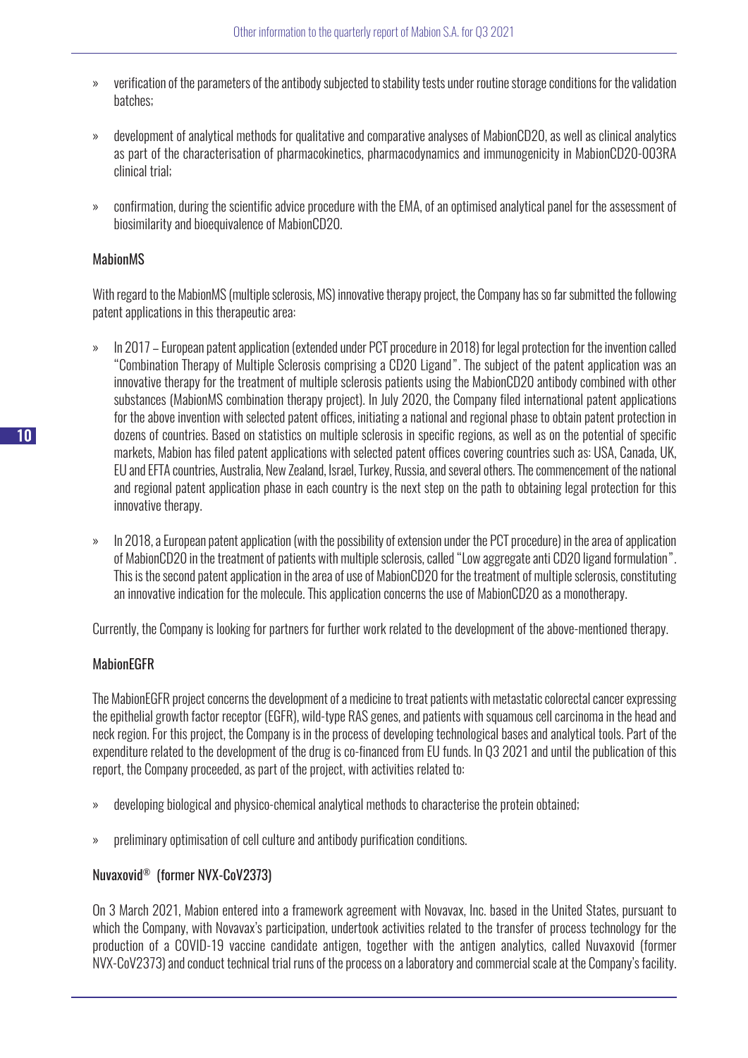- verification of the parameters of the antibody subjected to stability tests under routine storage conditions for the validation batches;
- development of analytical methods for qualitative and comparative analyses of MabionCD20, as well as clinical analytics as part of the characterisation of pharmacokinetics, pharmacodynamics and immunogenicity in MabionCD20-003RA clinical trial;
- confirmation, during the scientific advice procedure with the EMA, of an optimised analytical panel for the assessment of biosimilarity and bioequivalence of MabionCD20.

### MabionMS

With regard to the MabionMS (multiple sclerosis, MS) innovative therapy project, the Company has so far submitted the following patent applications in this therapeutic area:

- In 2017 – European patent application (extended under PCT procedure in 2018) for legal protection for the invention called "Combination Therapy of Multiple Sclerosis comprising a CD20 Ligand". The subject of the patent application was an innovative therapy for the treatment of multiple sclerosis patients using the MabionCD20 antibody combined with other substances (MabionMS combination therapy project). In July 2020, the Company filed international patent applications for the above invention with selected patent offices, initiating a national and regional phase to obtain patent protection in dozens of countries. Based on statistics on multiple sclerosis in specific regions, as well as on the potential of specific markets, Mabion has filed patent applications with selected patent offices covering countries such as: USA, Canada, UK, EU and EFTA countries, Australia, New Zealand, Israel, Turkey, Russia, and several others. The commencement of the national and regional patent application phase in each country is the next step on the path to obtaining legal protection for this innovative therapy.
- In 2018, a European patent application (with the possibility of extension under the PCT procedure) in the area of application of MabionCD20 in the treatment of patients with multiple sclerosis, called "Low aggregate anti CD20 ligand formulation". This is the second patent application in the area of use of MabionCD20 for the treatment of multiple sclerosis, constituting an innovative indication for the molecule. This application concerns the use of MabionCD20 as a monotherapy.

Currently, the Company is looking for partners for further work related to the development of the above-mentioned therapy.

### MabionEGFR

The MabionEGFR project concerns the development of a medicine to treat patients with metastatic colorectal cancer expressing the epithelial growth factor receptor (EGFR), wild-type RAS genes, and patients with squamous cell carcinoma in the head and neck region. For this project, the Company is in the process of developing technological bases and analytical tools. Part of the expenditure related to the development of the drug is co-financed from EU funds. In Q3 2021 and until the publication of this report, the Company proceeded, as part of the project, with activities related to:

- developing biological and physico-chemical analytical methods to characterise the protein obtained;
- preliminary optimisation of cell culture and antibody purification conditions.

### Nuvaxovid® (former NVX-CoV2373)

On 3 March 2021, Mabion entered into a framework agreement with Novavax, Inc. based in the United States, pursuant to which the Company, with Novavax's participation, undertook activities related to the transfer of process technology for the production of a COVID-19 vaccine candidate antigen, together with the antigen analytics, called Nuvaxovid (former NVX-CoV2373) and conduct technical trial runs of the process on a laboratory and commercial scale at the Company's facility.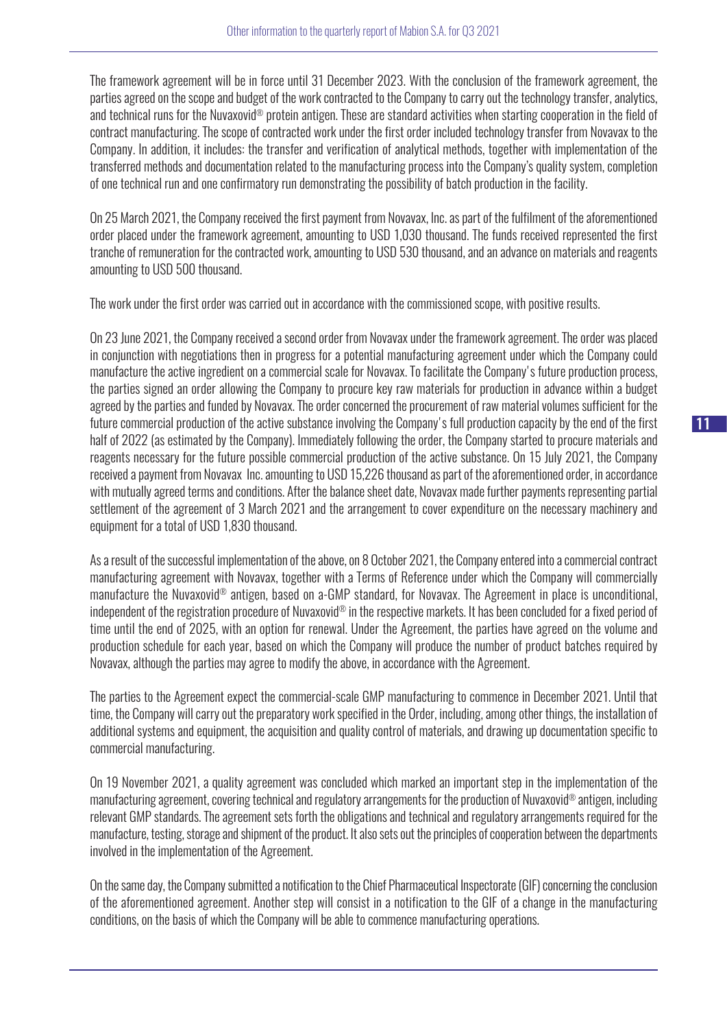The framework agreement will be in force until 31 December 2023. With the conclusion of the framework agreement, the parties agreed on the scope and budget of the work contracted to the Company to carry out the technology transfer, analytics, and technical runs for the Nuvaxovid® protein antigen. These are standard activities when starting cooperation in the field of contract manufacturing. The scope of contracted work under the first order included technology transfer from Novavax to the Company. In addition, it includes: the transfer and verification of analytical methods, together with implementation of the transferred methods and documentation related to the manufacturing process into the Company's quality system, completion of one technical run and one confirmatory run demonstrating the possibility of batch production in the facility.

On 25 March 2021, the Company received the first payment from Novavax, Inc. as part of the fulfilment of the aforementioned order placed under the framework agreement, amounting to USD 1,030 thousand. The funds received represented the first tranche of remuneration for the contracted work, amounting to USD 530 thousand, and an advance on materials and reagents amounting to USD 500 thousand.

The work under the first order was carried out in accordance with the commissioned scope, with positive results.

On 23 June 2021, the Company received a second order from Novavax under the framework agreement. The order was placed in conjunction with negotiations then in progress for a potential manufacturing agreement under which the Company could manufacture the active ingredient on a commercial scale for Novavax. To facilitate the Company's future production process, the parties signed an order allowing the Company to procure key raw materials for production in advance within a budget agreed by the parties and funded by Novavax. The order concerned the procurement of raw material volumes sufficient for the future commercial production of the active substance involving the Company's full production capacity by the end of the first half of 2022 (as estimated by the Company). Immediately following the order, the Company started to procure materials and reagents necessary for the future possible commercial production of the active substance. On 15 July 2021, the Company received a payment from Novavax Inc. amounting to USD 15,226 thousand as part of the aforementioned order, in accordance with mutually agreed terms and conditions. After the balance sheet date, Novavax made further payments representing partial settlement of the agreement of 3 March 2021 and the arrangement to cover expenditure on the necessary machinery and equipment for a total of USD 1,830 thousand.

As a result of the successful implementation of the above, on 8 October 2021, the Company entered into a commercial contract manufacturing agreement with Novavax, together with a Terms of Reference under which the Company will commercially manufacture the Nuvaxovid® antigen, based on a-GMP standard, for Novavax. The Agreement in place is unconditional, independent of the registration procedure of Nuvaxovid® in the respective markets. It has been concluded for a fixed period of time until the end of 2025, with an option for renewal. Under the Agreement, the parties have agreed on the volume and production schedule for each year, based on which the Company will produce the number of product batches required by Novavax, although the parties may agree to modify the above, in accordance with the Agreement.

The parties to the Agreement expect the commercial-scale GMP manufacturing to commence in December 2021. Until that time, the Company will carry out the preparatory work specified in the Order, including, among other things, the installation of additional systems and equipment, the acquisition and quality control of materials, and drawing up documentation specific to commercial manufacturing.

On 19 November 2021, a quality agreement was concluded which marked an important step in the implementation of the manufacturing agreement, covering technical and regulatory arrangements for the production of Nuvaxovid® antigen, including relevant GMP standards. The agreement sets forth the obligations and technical and regulatory arrangements required for the manufacture, testing, storage and shipment of the product. It also sets out the principles of cooperation between the departments involved in the implementation of the Agreement.

On the same day, the Company submitted a notification to the Chief Pharmaceutical Inspectorate (GIF) concerning the conclusion of the aforementioned agreement. Another step will consist in a notification to the GIF of a change in the manufacturing conditions, on the basis of which the Company will be able to commence manufacturing operations.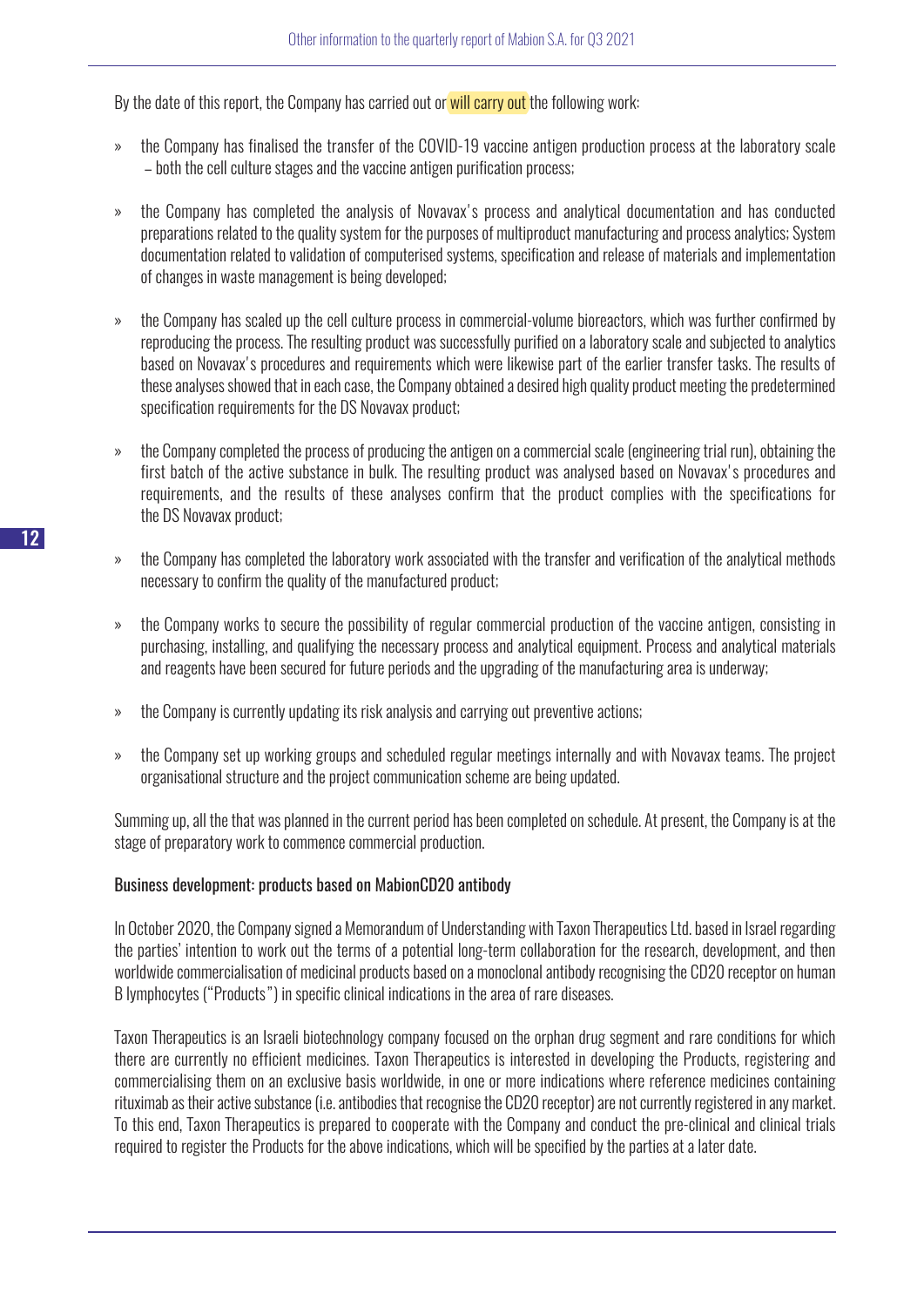By the date of this report, the Company has carried out or will carry out the following work:

- the Company has finalised the transfer of the COVID-19 vaccine antigen production process at the laboratory scale – both the cell culture stages and the vaccine antigen purification process;
- the Company has completed the analysis of Novavax's process and analytical documentation and has conducted preparations related to the quality system for the purposes of multiproduct manufacturing and process analytics; System documentation related to validation of computerised systems, specification and release of materials and implementation of changes in waste management is being developed;
- the Company has scaled up the cell culture process in commercial-volume bioreactors, which was further confirmed by reproducing the process. The resulting product was successfully purified on a laboratory scale and subjected to analytics based on Novavax's procedures and requirements which were likewise part of the earlier transfer tasks. The results of these analyses showed that in each case, the Company obtained a desired high quality product meeting the predetermined specification requirements for the DS Novavax product;
- the Company completed the process of producing the antigen on a commercial scale (engineering trial run), obtaining the first batch of the active substance in bulk. The resulting product was analysed based on Novavax's procedures and requirements, and the results of these analyses confirm that the product complies with the specifications for the DS Novavax product;
- the Company has completed the laboratory work associated with the transfer and verification of the analytical methods necessary to confirm the quality of the manufactured product;
- the Company works to secure the possibility of regular commercial production of the vaccine antigen, consisting in purchasing, installing, and qualifying the necessary process and analytical equipment. Process and analytical materials and reagents have been secured for future periods and the upgrading of the manufacturing area is underway;
- the Company is currently updating its risk analysis and carrying out preventive actions;
- the Company set up working groups and scheduled regular meetings internally and with Novavax teams. The project organisational structure and the project communication scheme are being updated.

Summing up, all the that was planned in the current period has been completed on schedule. At present, the Company is at the stage of preparatory work to commence commercial production.

### Business development: products based on MabionCD20 antibody

In October 2020, the Company signed a Memorandum of Understanding with Taxon Therapeutics Ltd. based in Israel regarding the parties' intention to work out the terms of a potential long-term collaboration for the research, development, and then worldwide commercialisation of medicinal products based on a monoclonal antibody recognising the CD20 receptor on human B lymphocytes ("Products") in specific clinical indications in the area of rare diseases.

Taxon Therapeutics is an Israeli biotechnology company focused on the orphan drug segment and rare conditions for which there are currently no efficient medicines. Taxon Therapeutics is interested in developing the Products, registering and commercialising them on an exclusive basis worldwide, in one or more indications where reference medicines containing rituximab as their active substance (i.e. antibodies that recognise the CD20 receptor) are not currently registered in any market. To this end, Taxon Therapeutics is prepared to cooperate with the Company and conduct the pre-clinical and clinical trials required to register the Products for the above indications, which will be specified by the parties at a later date.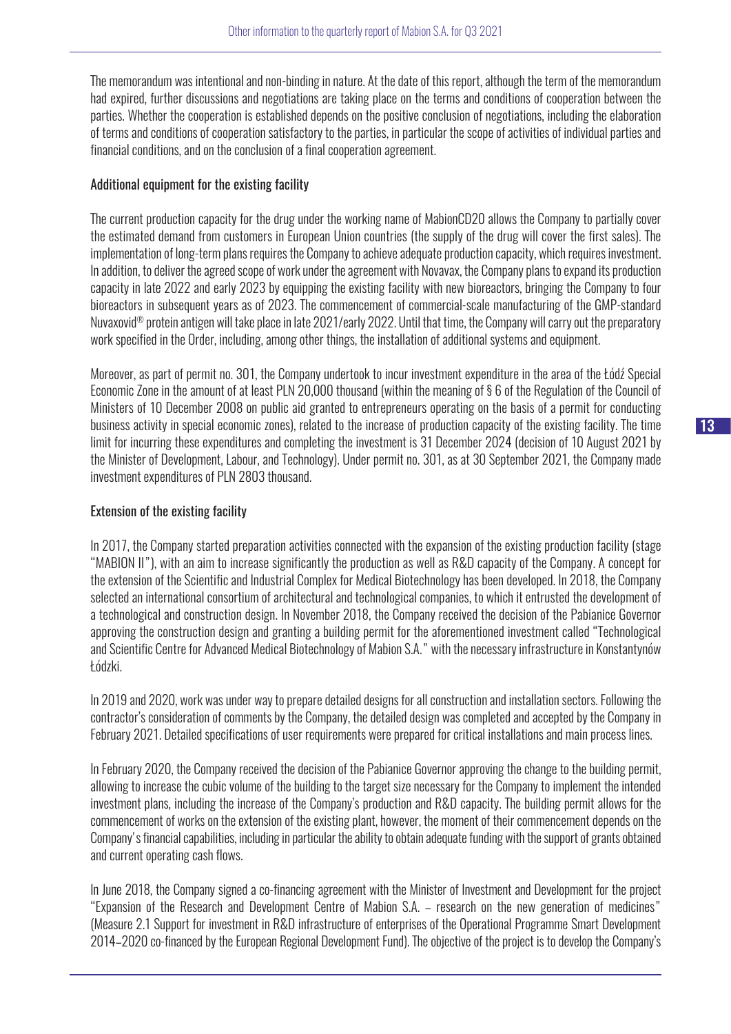The memorandum was intentional and non-binding in nature. At the date of this report, although the term of the memorandum had expired, further discussions and negotiations are taking place on the terms and conditions of cooperation between the parties. Whether the cooperation is established depends on the positive conclusion of negotiations, including the elaboration of terms and conditions of cooperation satisfactory to the parties, in particular the scope of activities of individual parties and financial conditions, and on the conclusion of a final cooperation agreement.

### Additional equipment for the existing facility

The current production capacity for the drug under the working name of MabionCD20 allows the Company to partially cover the estimated demand from customers in European Union countries (the supply of the drug will cover the first sales). The implementation of long-term plans requires the Company to achieve adequate production capacity, which requires investment. In addition, to deliver the agreed scope of work under the agreement with Novavax, the Company plans to expand its production capacity in late 2022 and early 2023 by equipping the existing facility with new bioreactors, bringing the Company to four bioreactors in subsequent years as of 2023. The commencement of commercial-scale manufacturing of the GMP-standard Nuvaxovid® protein antigen will take place in late 2021/early 2022. Until that time, the Company will carry out the preparatory work specified in the Order, including, among other things, the installation of additional systems and equipment.

Moreover, as part of permit no. 301, the Company undertook to incur investment expenditure in the area of the Łódź Special Economic Zone in the amount of at least PLN 20,000 thousand (within the meaning of § 6 of the Regulation of the Council of Ministers of 10 December 2008 on public aid granted to entrepreneurs operating on the basis of a permit for conducting business activity in special economic zones), related to the increase of production capacity of the existing facility. The time limit for incurring these expenditures and completing the investment is 31 December 2024 (decision of 10 August 2021 by the Minister of Development, Labour, and Technology). Under permit no. 301, as at 30 September 2021, the Company made investment expenditures of PLN 2803 thousand.

### Extension of the existing facility

In 2017, the Company started preparation activities connected with the expansion of the existing production facility (stage "MABION II"), with an aim to increase significantly the production as well as R&D capacity of the Company. A concept for the extension of the Scientific and Industrial Complex for Medical Biotechnology has been developed. In 2018, the Company selected an international consortium of architectural and technological companies, to which it entrusted the development of a technological and construction design. In November 2018, the Company received the decision of the Pabianice Governor approving the construction design and granting a building permit for the aforementioned investment called "Technological and Scientific Centre for Advanced Medical Biotechnology of Mabion S.A." with the necessary infrastructure in Konstantynów Łódzki.

In 2019 and 2020, work was under way to prepare detailed designs for all construction and installation sectors. Following the contractor's consideration of comments by the Company, the detailed design was completed and accepted by the Company in February 2021. Detailed specifications of user requirements were prepared for critical installations and main process lines.

In February 2020, the Company received the decision of the Pabianice Governor approving the change to the building permit, allowing to increase the cubic volume of the building to the target size necessary for the Company to implement the intended investment plans, including the increase of the Company's production and R&D capacity. The building permit allows for the commencement of works on the extension of the existing plant, however, the moment of their commencement depends on the Company's financial capabilities, including in particular the ability to obtain adequate funding with the support of grants obtained and current operating cash flows.

In June 2018, the Company signed a co-financing agreement with the Minister of Investment and Development for the project "Expansion of the Research and Development Centre of Mabion S.A. – research on the new generation of medicines" (Measure 2.1 Support for investment in R&D infrastructure of enterprises of the Operational Programme Smart Development 2014–2020 co-financed by the European Regional Development Fund). The objective of the project is to develop the Company's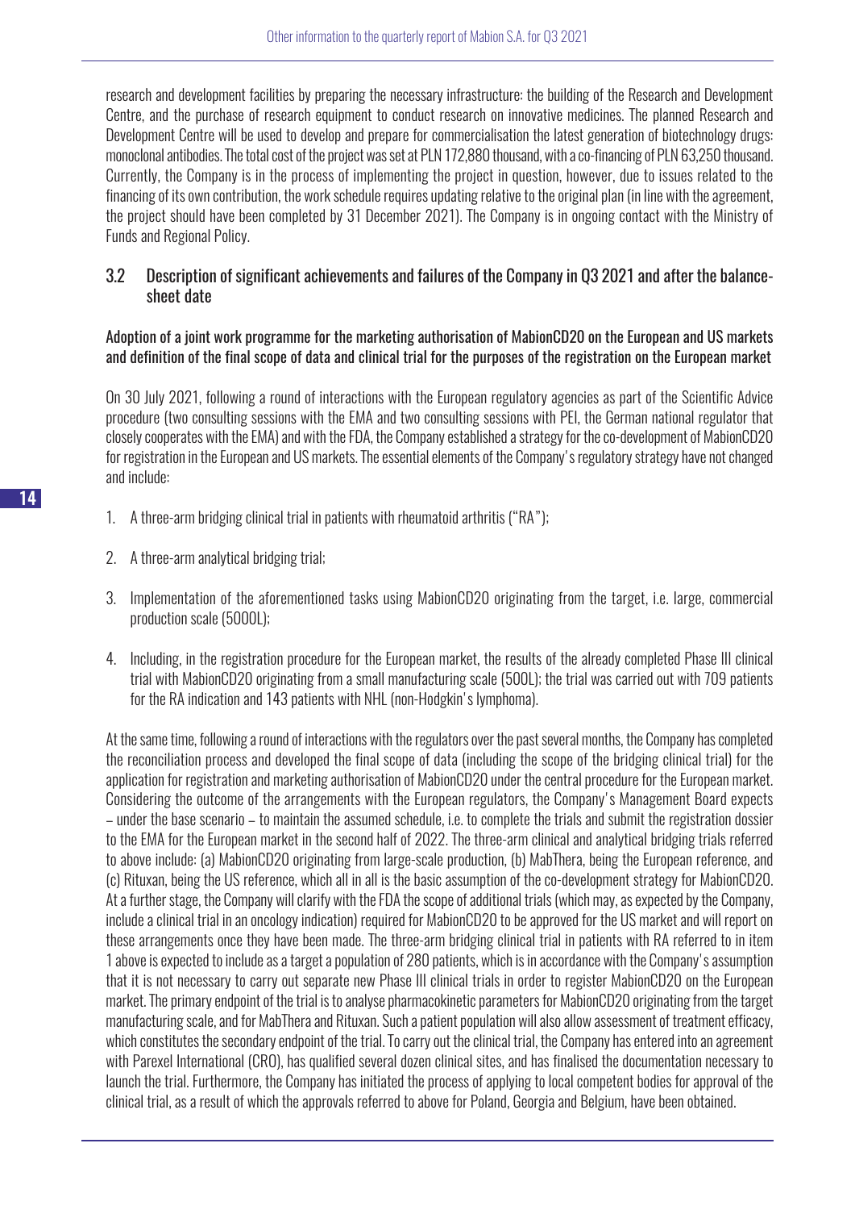research and development facilities by preparing the necessary infrastructure: the building of the Research and Development Centre, and the purchase of research equipment to conduct research on innovative medicines. The planned Research and Development Centre will be used to develop and prepare for commercialisation the latest generation of biotechnology drugs: monoclonal antibodies. The total cost of the project was set at PLN 172,880 thousand, with a co-financing of PLN 63,250 thousand. Currently, the Company is in the process of implementing the project in question, however, due to issues related to the financing of its own contribution, the work schedule requires updating relative to the original plan (in line with the agreement, the project should have been completed by 31 December 2021). The Company is in ongoing contact with the Ministry of Funds and Regional Policy.

## 3.2 Description of significant achievements and failures of the Company in Q3 2021 and after the balance-sheet date

### Adoption of a joint work programme for the marketing authorisation of MabionCD20 on the European and US markets and definition of the final scope of data and clinical trial for the purposes of the registration on the European market

On 30 July 2021, following a round of interactions with the European regulatory agencies as part of the Scientific Advice procedure (two consulting sessions with the EMA and two consulting sessions with PEI, the German national regulator that closely cooperates with the EMA) and with the FDA, the Company established a strategy for the co-development of MabionCD20 for registration in the European and US markets. The essential elements of the Company's regulatory strategy have not changed and include:

1. A three-arm bridging clinical trial in patients with rheumatoid arthritis ("RA");
2. A three-arm analytical bridging trial;
3. Implementation of the aforementioned tasks using MabionCD20 originating from the target, i.e. large, commercial production scale (5000L);
4. Including, in the registration procedure for the European market, the results of the already completed Phase III clinical trial with MabionCD20 originating from a small manufacturing scale (500L); the trial was carried out with 709 patients for the RA indication and 143 patients with NHL (non-Hodgkin's lymphoma).

At the same time, following a round of interactions with the regulators over the past several months, the Company has completed the reconciliation process and developed the final scope of data (including the scope of the bridging clinical trial) for the application for registration and marketing authorisation of MabionCD20 under the central procedure for the European market. Considering the outcome of the arrangements with the European regulators, the Company's Management Board expects – under the base scenario – to maintain the assumed schedule, i.e. to complete the trials and submit the registration dossier to the EMA for the European market in the second half of 2022. The three-arm clinical and analytical bridging trials referred to above include: (a) MabionCD20 originating from large-scale production, (b) MabThera, being the European reference, and (c) Rituxan, being the US reference, which all in all is the basic assumption of the co-development strategy for MabionCD20. At a further stage, the Company will clarify with the FDA the scope of additional trials (which may, as expected by the Company, include a clinical trial in an oncology indication) required for MabionCD20 to be approved for the US market and will report on these arrangements once they have been made. The three-arm bridging clinical trial in patients with RA referred to in item 1 above is expected to include as a target a population of 280 patients, which is in accordance with the Company's assumption that it is not necessary to carry out separate new Phase III clinical trials in order to register MabionCD20 on the European market. The primary endpoint of the trial is to analyse pharmacokinetic parameters for MabionCD20 originating from the target manufacturing scale, and for MabThera and Rituxan. Such a patient population will also allow assessment of treatment efficacy, which constitutes the secondary endpoint of the trial. To carry out the clinical trial, the Company has entered into an agreement with Parexel International (CRO), has qualified several dozen clinical sites, and has finalised the documentation necessary to launch the trial. Furthermore, the Company has initiated the process of applying to local competent bodies for approval of the clinical trial, as a result of which the approvals referred to above for Poland, Georgia and Belgium, have been obtained.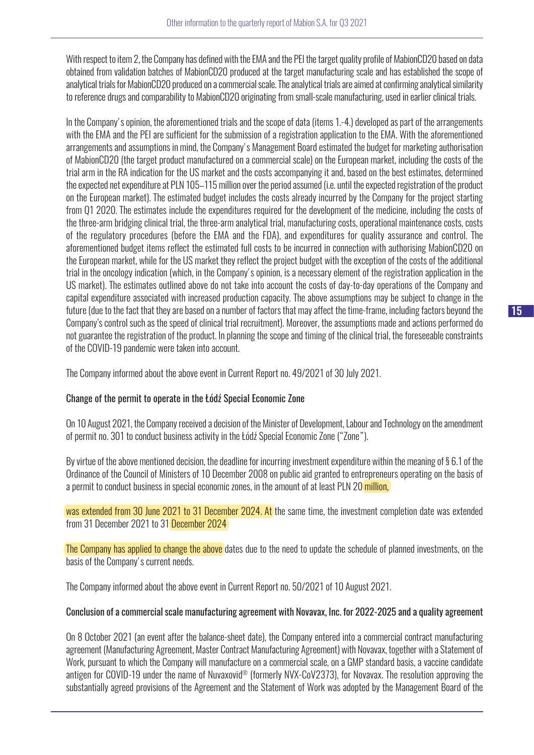With respect to item 2, the Company has defined with the EMA and the PEI the target quality profile of MabionCD20 based on data obtained from validation batches of MabionCD20 produced at the target manufacturing scale and has established the scope of analytical trials for MabionCD20 produced on a commercial scale. The analytical trials are aimed at confirming analytical similarity to reference drugs and comparability to MabionCD20 originating from small-scale manufacturing, used in earlier clinical trials.

In the Company's opinion, the aforementioned trials and the scope of data (items 1.-4.) developed as part of the arrangements with the EMA and the PEI are sufficient for the submission of a registration application to the EMA. With the aforementioned arrangements and assumptions in mind, the Company's Management Board estimated the budget for marketing authorisation of MabionCD20 (the target product manufactured on a commercial scale) on the European market, including the costs of the trial arm in the RA indication for the US market and the costs accompanying it and, based on the best estimates, determined the expected net expenditure at PLN 105–115 million over the period assumed (i.e. until the expected registration of the product on the European market). The estimated budget includes the costs already incurred by the Company for the project starting from Q1 2020. The estimates include the expenditures required for the development of the medicine, including the costs of the three-arm bridging clinical trial, the three-arm analytical trial, manufacturing costs, operational maintenance costs, costs of the regulatory procedures (before the EMA and the FDA), and expenditures for quality assurance and control. The aforementioned budget items reflect the estimated full costs to be incurred in connection with authorising MabionCD20 on the European market, while for the US market they reflect the project budget with the exception of the costs of the additional trial in the oncology indication (which, in the Company's opinion, is a necessary element of the registration application in the US market). The estimates outlined above do not take into account the costs of day-to-day operations of the Company and capital expenditure associated with increased production capacity. The above assumptions may be subject to change in the future (due to the fact that they are based on a number of factors that may affect the time-frame, including factors beyond the Company's control such as the speed of clinical trial recruitment). Moreover, the assumptions made and actions performed do not guarantee the registration of the product. In planning the scope and timing of the clinical trial, the foreseeable constraints of the COVID-19 pandemic were taken into account.

The Company informed about the above event in Current Report no. 49/2021 of 30 July 2021.

### Change of the permit to operate in the Łódź Special Economic Zone

On 10 August 2021, the Company received a decision of the Minister of Development, Labour and Technology on the amendment of permit no. 301 to conduct business activity in the Łódź Special Economic Zone ("Zone").

By virtue of the above mentioned decision, the deadline for incurring investment expenditure within the meaning of § 6.1 of the Ordinance of the Council of Ministers of 10 December 2008 on public aid granted to entrepreneurs operating on the basis of a permit to conduct business in special economic zones, in the amount of at least PLN 20 million,

was extended from 30 June 2021 to 31 December 2024. At the same time, the investment completion date was extended from 31 December 2021 to 31 December 2024

The Company has applied to change the above dates due to the need to update the schedule of planned investments, on the basis of the Company's current needs.

The Company informed about the above event in Current Report no. 50/2021 of 10 August 2021.

### Conclusion of a commercial scale manufacturing agreement with Novavax, Inc. for 2022-2025 and a quality agreement

On 8 October 2021 (an event after the balance-sheet date), the Company entered into a commercial contract manufacturing agreement (Manufacturing Agreement, Master Contract Manufacturing Agreement) with Novavax, together with a Statement of Work, pursuant to which the Company will manufacture on a commercial scale, on a GMP standard basis, a vaccine candidate antigen for COVID-19 under the name of Nuvaxovid® (formerly NVX-CoV2373), for Novavax. The resolution approving the substantially agreed provisions of the Agreement and the Statement of Work was adopted by the Management Board of the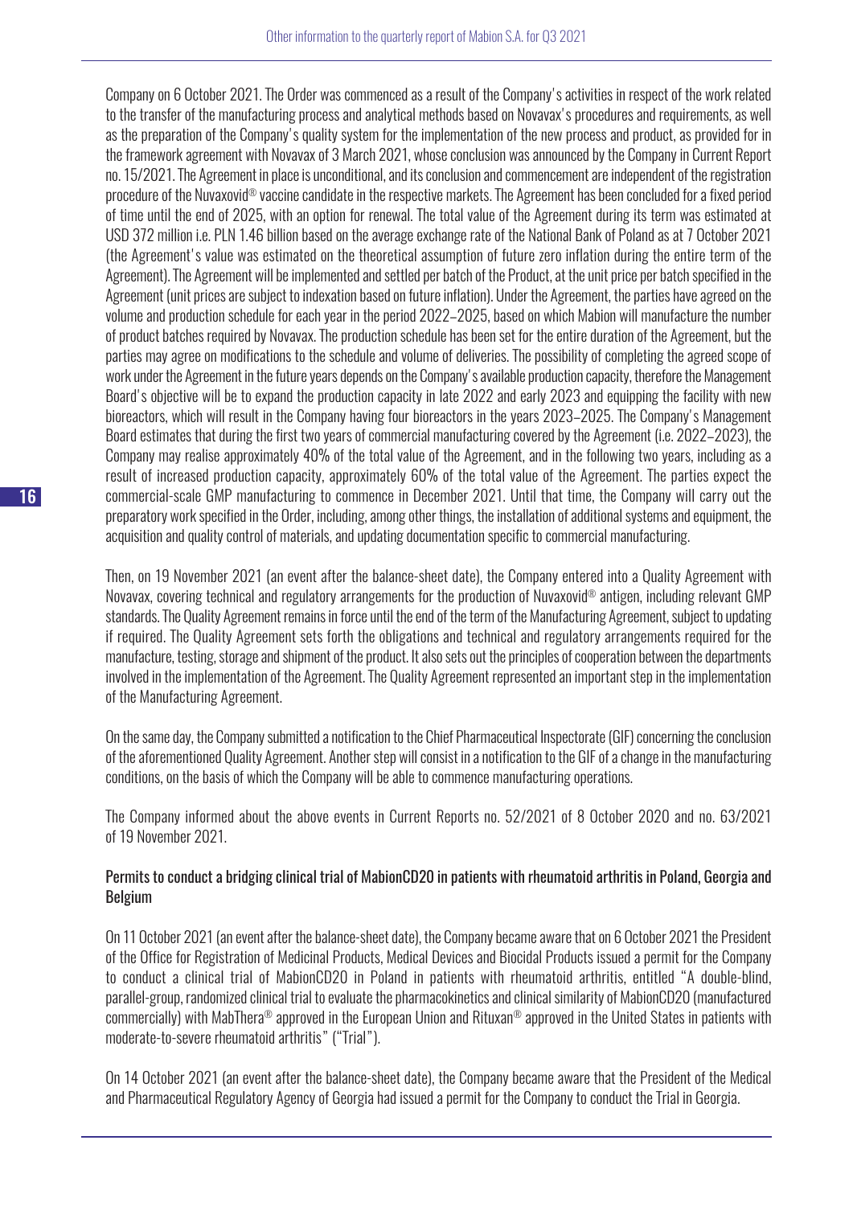Company on 6 October 2021. The Order was commenced as a result of the Company's activities in respect of the work related to the transfer of the manufacturing process and analytical methods based on Novavax's procedures and requirements, as well as the preparation of the Company's quality system for the implementation of the new process and product, as provided for in the framework agreement with Novavax of 3 March 2021, whose conclusion was announced by the Company in Current Report no. 15/2021. The Agreement in place is unconditional, and its conclusion and commencement are independent of the registration procedure of the Nuvaxovid® vaccine candidate in the respective markets. The Agreement has been concluded for a fixed period of time until the end of 2025, with an option for renewal. The total value of the Agreement during its term was estimated at USD 372 million i.e. PLN 1.46 billion based on the average exchange rate of the National Bank of Poland as at 7 October 2021 (the Agreement's value was estimated on the theoretical assumption of future zero inflation during the entire term of the Agreement). The Agreement will be implemented and settled per batch of the Product, at the unit price per batch specified in the Agreement (unit prices are subject to indexation based on future inflation). Under the Agreement, the parties have agreed on the volume and production schedule for each year in the period 2022–2025, based on which Mabion will manufacture the number of product batches required by Novavax. The production schedule has been set for the entire duration of the Agreement, but the parties may agree on modifications to the schedule and volume of deliveries. The possibility of completing the agreed scope of work under the Agreement in the future years depends on the Company's available production capacity, therefore the Management Board's objective will be to expand the production capacity in late 2022 and early 2023 and equipping the facility with new bioreactors, which will result in the Company having four bioreactors in the years 2023–2025. The Company's Management Board estimates that during the first two years of commercial manufacturing covered by the Agreement (i.e. 2022–2023), the Company may realise approximately 40% of the total value of the Agreement, and in the following two years, including as a result of increased production capacity, approximately 60% of the total value of the Agreement. The parties expect the commercial-scale GMP manufacturing to commence in December 2021. Until that time, the Company will carry out the preparatory work specified in the Order, including, among other things, the installation of additional systems and equipment, the acquisition and quality control of materials, and updating documentation specific to commercial manufacturing.

Then, on 19 November 2021 (an event after the balance-sheet date), the Company entered into a Quality Agreement with Novavax, covering technical and regulatory arrangements for the production of Nuvaxovid® antigen, including relevant GMP standards. The Quality Agreement remains in force until the end of the term of the Manufacturing Agreement, subject to updating if required. The Quality Agreement sets forth the obligations and technical and regulatory arrangements required for the manufacture, testing, storage and shipment of the product. It also sets out the principles of cooperation between the departments involved in the implementation of the Agreement. The Quality Agreement represented an important step in the implementation of the Manufacturing Agreement.

On the same day, the Company submitted a notification to the Chief Pharmaceutical Inspectorate (GIF) concerning the conclusion of the aforementioned Quality Agreement. Another step will consist in a notification to the GIF of a change in the manufacturing conditions, on the basis of which the Company will be able to commence manufacturing operations.

The Company informed about the above events in Current Reports no. 52/2021 of 8 October 2020 and no. 63/2021 of 19 November 2021.

## Permits to conduct a bridging clinical trial of MabionCD20 in patients with rheumatoid arthritis in Poland, Georgia and Belgium

On 11 October 2021 (an event after the balance-sheet date), the Company became aware that on 6 October 2021 the President of the Office for Registration of Medicinal Products, Medical Devices and Biocidal Products issued a permit for the Company to conduct a clinical trial of MabionCD20 in Poland in patients with rheumatoid arthritis, entitled "A double-blind, parallel-group, randomized clinical trial to evaluate the pharmacokinetics and clinical similarity of MabionCD20 (manufactured commercially) with MabThera® approved in the European Union and Rituxan® approved in the United States in patients with moderate-to-severe rheumatoid arthritis" ("Trial").

On 14 October 2021 (an event after the balance-sheet date), the Company became aware that the President of the Medical and Pharmaceutical Regulatory Agency of Georgia had issued a permit for the Company to conduct the Trial in Georgia.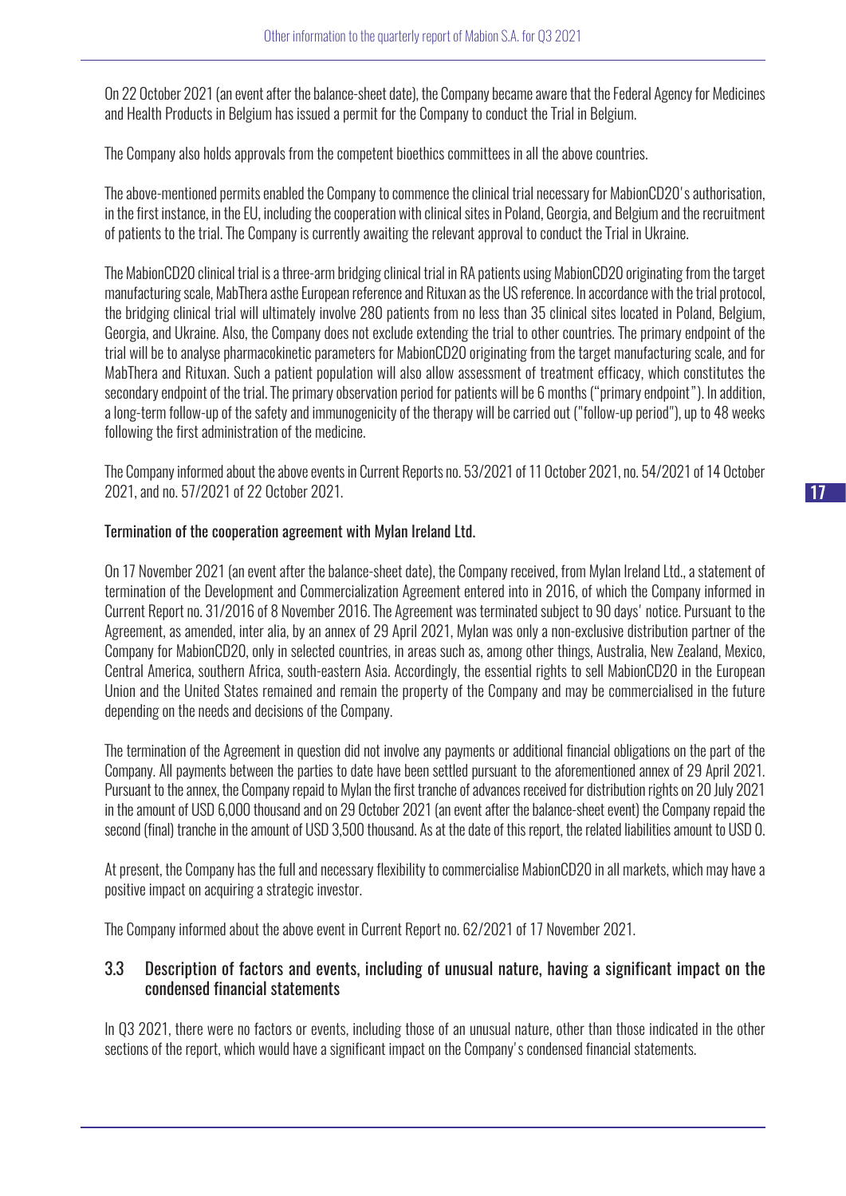On 22 October 2021 (an event after the balance-sheet date), the Company became aware that the Federal Agency for Medicines and Health Products in Belgium has issued a permit for the Company to conduct the Trial in Belgium.

The Company also holds approvals from the competent bioethics committees in all the above countries.

The above-mentioned permits enabled the Company to commence the clinical trial necessary for MabionCD20's authorisation, in the first instance, in the EU, including the cooperation with clinical sites in Poland, Georgia, and Belgium and the recruitment of patients to the trial. The Company is currently awaiting the relevant approval to conduct the Trial in Ukraine.

The MabionCD20 clinical trial is a three-arm bridging clinical trial in RA patients using MabionCD20 originating from the target manufacturing scale, MabThera asthe European reference and Rituxan as the US reference. In accordance with the trial protocol, the bridging clinical trial will ultimately involve 280 patients from no less than 35 clinical sites located in Poland, Belgium, Georgia, and Ukraine. Also, the Company does not exclude extending the trial to other countries. The primary endpoint of the trial will be to analyse pharmacokinetic parameters for MabionCD20 originating from the target manufacturing scale, and for MabThera and Rituxan. Such a patient population will also allow assessment of treatment efficacy, which constitutes the secondary endpoint of the trial. The primary observation period for patients will be 6 months ("primary endpoint"). In addition, a long-term follow-up of the safety and immunogenicity of the therapy will be carried out ("follow-up period"), up to 48 weeks following the first administration of the medicine.

The Company informed about the above events in Current Reports no. 53/2021 of 11 October 2021, no. 54/2021 of 14 October 2021, and no. 57/2021 of 22 October 2021.

Termination of the cooperation agreement with Mylan Ireland Ltd.

On 17 November 2021 (an event after the balance-sheet date), the Company received, from Mylan Ireland Ltd., a statement of termination of the Development and Commercialization Agreement entered into in 2016, of which the Company informed in Current Report no. 31/2016 of 8 November 2016. The Agreement was terminated subject to 90 days' notice. Pursuant to the Agreement, as amended, inter alia, by an annex of 29 April 2021, Mylan was only a non-exclusive distribution partner of the Company for MabionCD20, only in selected countries, in areas such as, among other things, Australia, New Zealand, Mexico, Central America, southern Africa, south-eastern Asia. Accordingly, the essential rights to sell MabionCD20 in the European Union and the United States remained and remain the property of the Company and may be commercialised in the future depending on the needs and decisions of the Company.

The termination of the Agreement in question did not involve any payments or additional financial obligations on the part of the Company. All payments between the parties to date have been settled pursuant to the aforementioned annex of 29 April 2021. Pursuant to the annex, the Company repaid to Mylan the first tranche of advances received for distribution rights on 20 July 2021 in the amount of USD 6,000 thousand and on 29 October 2021 (an event after the balance-sheet event) the Company repaid the second (final) tranche in the amount of USD 3,500 thousand. As at the date of this report, the related liabilities amount to USD 0.

At present, the Company has the full and necessary flexibility to commercialise MabionCD20 in all markets, which may have a positive impact on acquiring a strategic investor.

The Company informed about the above event in Current Report no. 62/2021 of 17 November 2021.

## 3.3 Description of factors and events, including of unusual nature, having a significant impact on the condensed financial statements

In Q3 2021, there were no factors or events, including those of an unusual nature, other than those indicated in the other sections of the report, which would have a significant impact on the Company's condensed financial statements.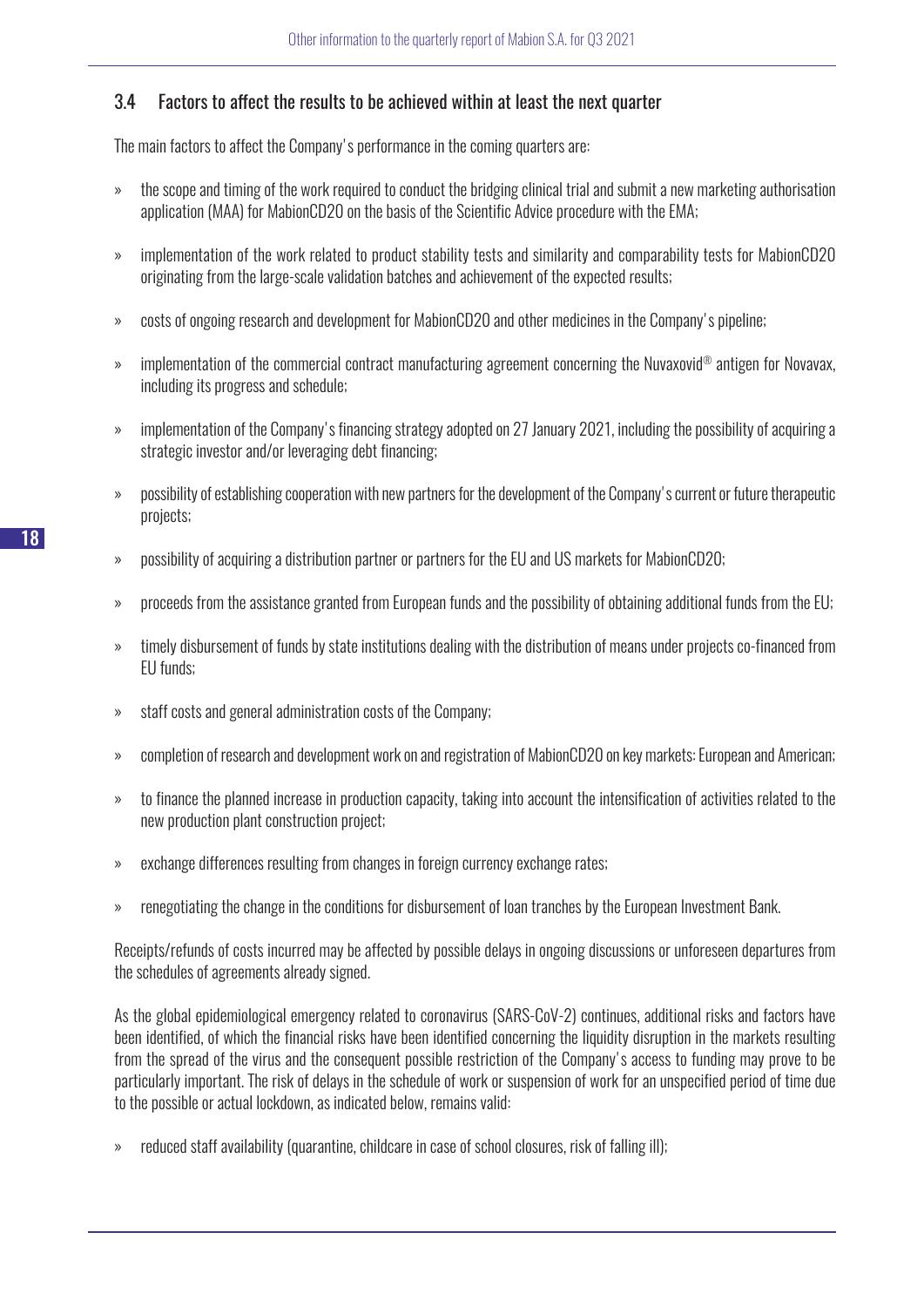## 3.4 Factors to affect the results to be achieved within at least the next quarter

The main factors to affect the Company's performance in the coming quarters are:

- the scope and timing of the work required to conduct the bridging clinical trial and submit a new marketing authorisation application (MAA) for MabionCD20 on the basis of the Scientific Advice procedure with the EMA;
- implementation of the work related to product stability tests and similarity and comparability tests for MabionCD20 originating from the large-scale validation batches and achievement of the expected results;
- costs of ongoing research and development for MabionCD20 and other medicines in the Company's pipeline;
- implementation of the commercial contract manufacturing agreement concerning the Nuvaxovid® antigen for Novavax, including its progress and schedule;
- implementation of the Company's financing strategy adopted on 27 January 2021, including the possibility of acquiring a strategic investor and/or leveraging debt financing;
- possibility of establishing cooperation with new partners for the development of the Company's current or future therapeutic projects;
- possibility of acquiring a distribution partner or partners for the EU and US markets for MabionCD20;
- proceeds from the assistance granted from European funds and the possibility of obtaining additional funds from the EU;
- timely disbursement of funds by state institutions dealing with the distribution of means under projects co-financed from EU funds;
- staff costs and general administration costs of the Company;
- completion of research and development work on and registration of MabionCD20 on key markets: European and American;
- to finance the planned increase in production capacity, taking into account the intensification of activities related to the new production plant construction project;
- exchange differences resulting from changes in foreign currency exchange rates;
- renegotiating the change in the conditions for disbursement of loan tranches by the European Investment Bank.

Receipts/refunds of costs incurred may be affected by possible delays in ongoing discussions or unforeseen departures from the schedules of agreements already signed.

As the global epidemiological emergency related to coronavirus (SARS-CoV-2) continues, additional risks and factors have been identified, of which the financial risks have been identified concerning the liquidity disruption in the markets resulting from the spread of the virus and the consequent possible restriction of the Company's access to funding may prove to be particularly important. The risk of delays in the schedule of work or suspension of work for an unspecified period of time due to the possible or actual lockdown, as indicated below, remains valid:

- reduced staff availability (quarantine, childcare in case of school closures, risk of falling ill);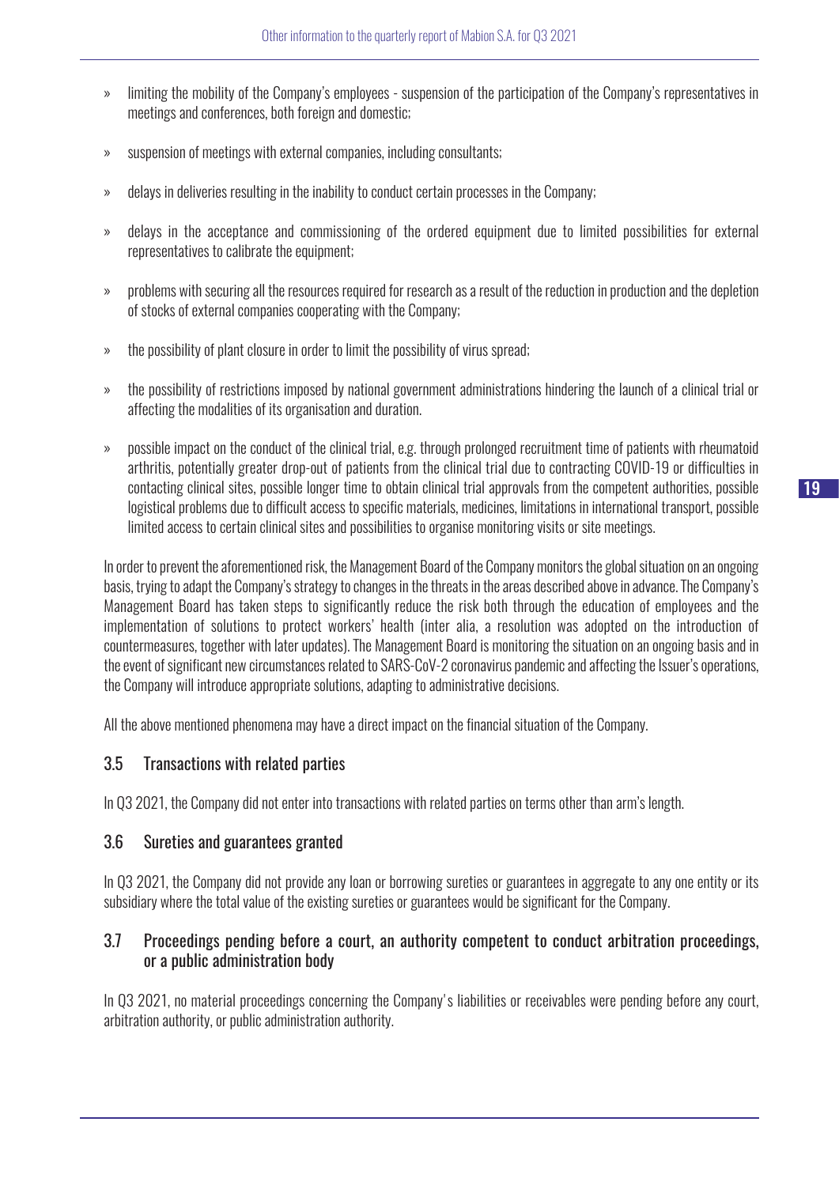- limiting the mobility of the Company's employees - suspension of the participation of the Company's representatives in meetings and conferences, both foreign and domestic;
- suspension of meetings with external companies, including consultants;
- delays in deliveries resulting in the inability to conduct certain processes in the Company;
- delays in the acceptance and commissioning of the ordered equipment due to limited possibilities for external representatives to calibrate the equipment;
- problems with securing all the resources required for research as a result of the reduction in production and the depletion of stocks of external companies cooperating with the Company;
- the possibility of plant closure in order to limit the possibility of virus spread;
- the possibility of restrictions imposed by national government administrations hindering the launch of a clinical trial or affecting the modalities of its organisation and duration.
- possible impact on the conduct of the clinical trial, e.g. through prolonged recruitment time of patients with rheumatoid arthritis, potentially greater drop-out of patients from the clinical trial due to contracting COVID-19 or difficulties in contacting clinical sites, possible longer time to obtain clinical trial approvals from the competent authorities, possible logistical problems due to difficult access to specific materials, medicines, limitations in international transport, possible limited access to certain clinical sites and possibilities to organise monitoring visits or site meetings.

In order to prevent the aforementioned risk, the Management Board of the Company monitors the global situation on an ongoing basis, trying to adapt the Company's strategy to changes in the threats in the areas described above in advance. The Company's Management Board has taken steps to significantly reduce the risk both through the education of employees and the implementation of solutions to protect workers' health (inter alia, a resolution was adopted on the introduction of countermeasures, together with later updates). The Management Board is monitoring the situation on an ongoing basis and in the event of significant new circumstances related to SARS-CoV-2 coronavirus pandemic and affecting the Issuer's operations, the Company will introduce appropriate solutions, adapting to administrative decisions.

All the above mentioned phenomena may have a direct impact on the financial situation of the Company.

## 3.5 Transactions with related parties

In Q3 2021, the Company did not enter into transactions with related parties on terms other than arm's length.

## 3.6 Sureties and guarantees granted

In Q3 2021, the Company did not provide any loan or borrowing sureties or guarantees in aggregate to any one entity or its subsidiary where the total value of the existing sureties or guarantees would be significant for the Company.

## 3.7 Proceedings pending before a court, an authority competent to conduct arbitration proceedings, or a public administration body

In Q3 2021, no material proceedings concerning the Company's liabilities or receivables were pending before any court, arbitration authority, or public administration authority.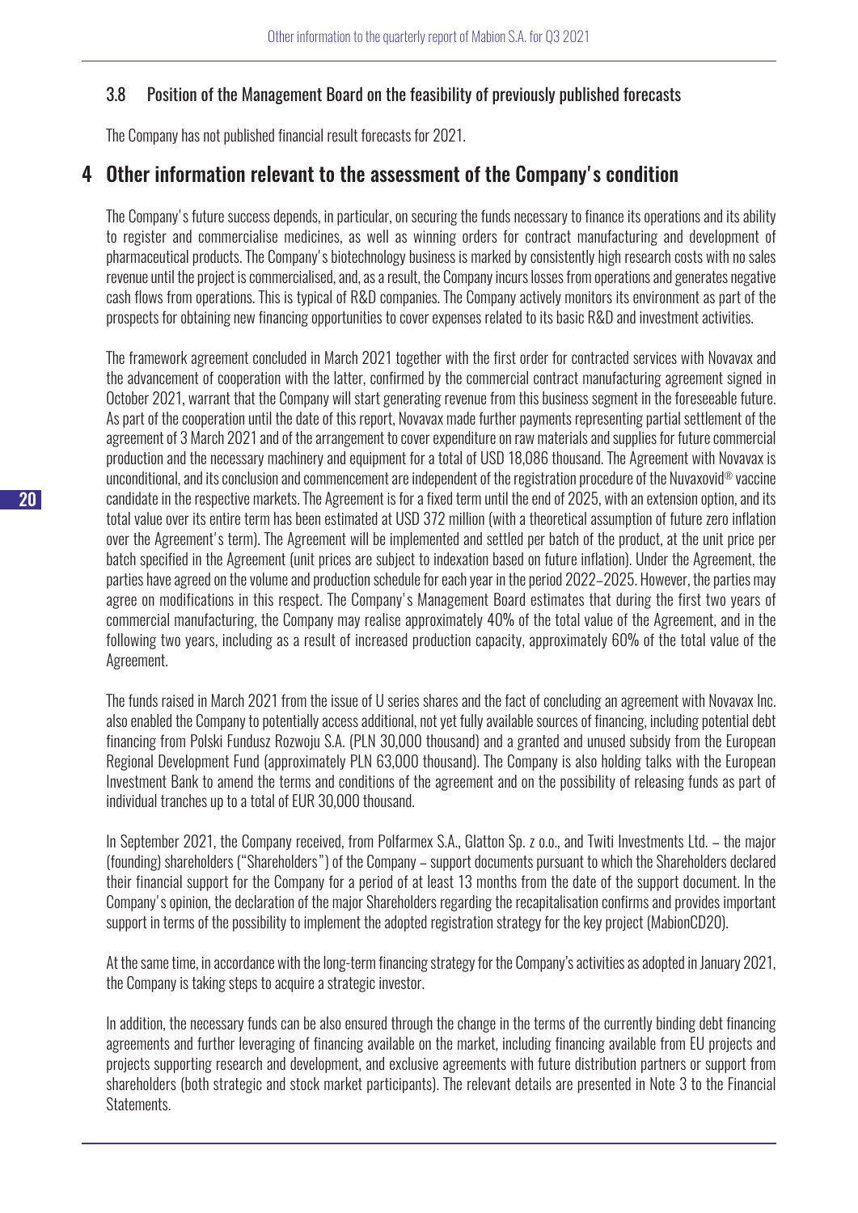### 3.8 Position of the Management Board on the feasibility of previously published forecasts

The Company has not published financial result forecasts for 2021.

## 4 Other information relevant to the assessment of the Company's condition

The Company's future success depends, in particular, on securing the funds necessary to finance its operations and its ability to register and commercialise medicines, as well as winning orders for contract manufacturing and development of pharmaceutical products. The Company's biotechnology business is marked by consistently high research costs with no sales revenue until the project is commercialised, and, as a result, the Company incurs losses from operations and generates negative cash flows from operations. This is typical of R&D companies. The Company actively monitors its environment as part of the prospects for obtaining new financing opportunities to cover expenses related to its basic R&D and investment activities.

The framework agreement concluded in March 2021 together with the first order for contracted services with Novavax and the advancement of cooperation with the latter, confirmed by the commercial contract manufacturing agreement signed in October 2021, warrant that the Company will start generating revenue from this business segment in the foreseeable future. As part of the cooperation until the date of this report, Novavax made further payments representing partial settlement of the agreement of 3 March 2021 and of the arrangement to cover expenditure on raw materials and supplies for future commercial production and the necessary machinery and equipment for a total of USD 18,086 thousand. The Agreement with Novavax is unconditional, and its conclusion and commencement are independent of the registration procedure of the Nuvaxovid® vaccine candidate in the respective markets. The Agreement is for a fixed term until the end of 2025, with an extension option, and its total value over its entire term has been estimated at USD 372 million (with a theoretical assumption of future zero inflation over the Agreement's term). The Agreement will be implemented and settled per batch of the product, at the unit price per batch specified in the Agreement (unit prices are subject to indexation based on future inflation). Under the Agreement, the parties have agreed on the volume and production schedule for each year in the period 2022–2025. However, the parties may agree on modifications in this respect. The Company's Management Board estimates that during the first two years of commercial manufacturing, the Company may realise approximately 40% of the total value of the Agreement, and in the following two years, including as a result of increased production capacity, approximately 60% of the total value of the Agreement.

The funds raised in March 2021 from the issue of U series shares and the fact of concluding an agreement with Novavax Inc. also enabled the Company to potentially access additional, not yet fully available sources of financing, including potential debt financing from Polski Fundusz Rozwoju S.A. (PLN 30,000 thousand) and a granted and unused subsidy from the European Regional Development Fund (approximately PLN 63,000 thousand). The Company is also holding talks with the European Investment Bank to amend the terms and conditions of the agreement and on the possibility of releasing funds as part of individual tranches up to a total of EUR 30,000 thousand.

In September 2021, the Company received, from Polfarmex S.A., Glatton Sp. z o.o., and Twiti Investments Ltd. – the major (founding) shareholders ("Shareholders") of the Company – support documents pursuant to which the Shareholders declared their financial support for the Company for a period of at least 13 months from the date of the support document. In the Company's opinion, the declaration of the major Shareholders regarding the recapitalisation confirms and provides important support in terms of the possibility to implement the adopted registration strategy for the key project (MabionCD20).

At the same time, in accordance with the long-term financing strategy for the Company's activities as adopted in January 2021, the Company is taking steps to acquire a strategic investor.

In addition, the necessary funds can be also ensured through the change in the terms of the currently binding debt financing agreements and further leveraging of financing available on the market, including financing available from EU projects and projects supporting research and development, and exclusive agreements with future distribution partners or support from shareholders (both strategic and stock market participants). The relevant details are presented in Note 3 to the Financial Statements.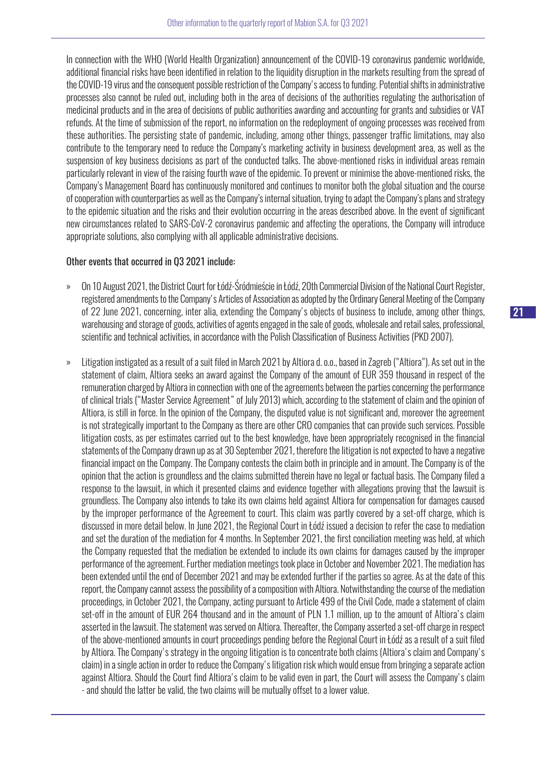In connection with the WHO (World Health Organization) announcement of the COVID-19 coronavirus pandemic worldwide, additional financial risks have been identified in relation to the liquidity disruption in the markets resulting from the spread of the COVID-19 virus and the consequent possible restriction of the Company's access to funding. Potential shifts in administrative processes also cannot be ruled out, including both in the area of decisions of the authorities regulating the authorisation of medicinal products and in the area of decisions of public authorities awarding and accounting for grants and subsidies or VAT refunds. At the time of submission of the report, no information on the redeployment of ongoing processes was received from these authorities. The persisting state of pandemic, including, among other things, passenger traffic limitations, may also contribute to the temporary need to reduce the Company's marketing activity in business development area, as well as the suspension of key business decisions as part of the conducted talks. The above-mentioned risks in individual areas remain particularly relevant in view of the raising fourth wave of the epidemic. To prevent or minimise the above-mentioned risks, the Company's Management Board has continuously monitored and continues to monitor both the global situation and the course of cooperation with counterparties as well as the Company's internal situation, trying to adapt the Company's plans and strategy to the epidemic situation and the risks and their evolution occurring in the areas described above. In the event of significant new circumstances related to SARS-CoV-2 coronavirus pandemic and affecting the operations, the Company will introduce appropriate solutions, also complying with all applicable administrative decisions.

### Other events that occurred in Q3 2021 include:

- On 10 August 2021, the District Court for Łódź-Śródmieście in Łódź, 20th Commercial Division of the National Court Register, registered amendments to the Company's Articles of Association as adopted by the Ordinary General Meeting of the Company of 22 June 2021, concerning, inter alia, extending the Company's objects of business to include, among other things, warehousing and storage of goods, activities of agents engaged in the sale of goods, wholesale and retail sales, professional, scientific and technical activities, in accordance with the Polish Classification of Business Activities (PKD 2007).

- Litigation instigated as a result of a suit filed in March 2021 by Altiora d. o.o., based in Zagreb ("Altiora"). As set out in the statement of claim, Altiora seeks an award against the Company of the amount of EUR 359 thousand in respect of the remuneration charged by Altiora in connection with one of the agreements between the parties concerning the performance of clinical trials ("Master Service Agreement" of July 2013) which, according to the statement of claim and the opinion of Altiora, is still in force. In the opinion of the Company, the disputed value is not significant and, moreover the agreement is not strategically important to the Company as there are other CRO companies that can provide such services. Possible litigation costs, as per estimates carried out to the best knowledge, have been appropriately recognised in the financial statements of the Company drawn up as at 30 September 2021, therefore the litigation is not expected to have a negative financial impact on the Company. The Company contests the claim both in principle and in amount. The Company is of the opinion that the action is groundless and the claims submitted therein have no legal or factual basis. The Company filed a response to the lawsuit, in which it presented claims and evidence together with allegations proving that the lawsuit is groundless. The Company also intends to take its own claims held against Altiora for compensation for damages caused by the improper performance of the Agreement to court. This claim was partly covered by a set-off charge, which is discussed in more detail below. In June 2021, the Regional Court in Łódź issued a decision to refer the case to mediation and set the duration of the mediation for 4 months. In September 2021, the first conciliation meeting was held, at which the Company requested that the mediation be extended to include its own claims for damages caused by the improper performance of the agreement. Further mediation meetings took place in October and November 2021. The mediation has been extended until the end of December 2021 and may be extended further if the parties so agree. As at the date of this report, the Company cannot assess the possibility of a composition with Altiora. Notwithstanding the course of the mediation proceedings, in October 2021, the Company, acting pursuant to Article 499 of the Civil Code, made a statement of claim set-off in the amount of EUR 264 thousand and in the amount of PLN 1.1 million, up to the amount of Altiora's claim asserted in the lawsuit. The statement was served on Altiora. Thereafter, the Company asserted a set-off charge in respect of the above-mentioned amounts in court proceedings pending before the Regional Court in Łódź as a result of a suit filed by Altiora. The Company's strategy in the ongoing litigation is to concentrate both claims (Altiora's claim and Company's claim) in a single action in order to reduce the Company's litigation risk which would ensue from bringing a separate action against Altiora. Should the Court find Altiora's claim to be valid even in part, the Court will assess the Company's claim - and should the latter be valid, the two claims will be mutually offset to a lower value.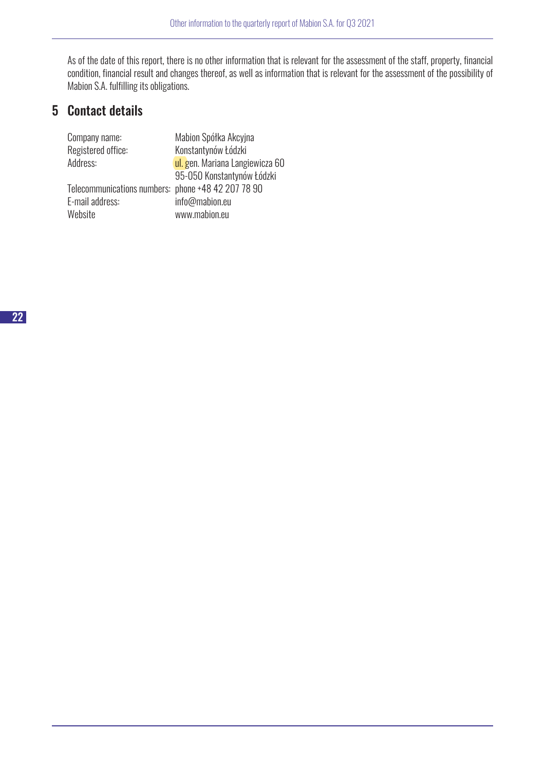As of the date of this report, there is no other information that is relevant for the assessment of the staff, property, financial condition, financial result and changes thereof, as well as information that is relevant for the assessment of the possibility of Mabion S.A. fulfilling its obligations.

## 5 Contact details

| | |
|---|---|
| Company name: | Mabion Spółka Akcyjna |
| Registered office: | Konstantynów Łódzki |
| Address: | ul. gen. Mariana Langiewicza 60<br>95-050 Konstantynów Łódzki |
| Telecommunications numbers: | phone +48 42 207 78 90 |
| E-mail address: | info@mabion.eu |
| Website | www.mabion.eu |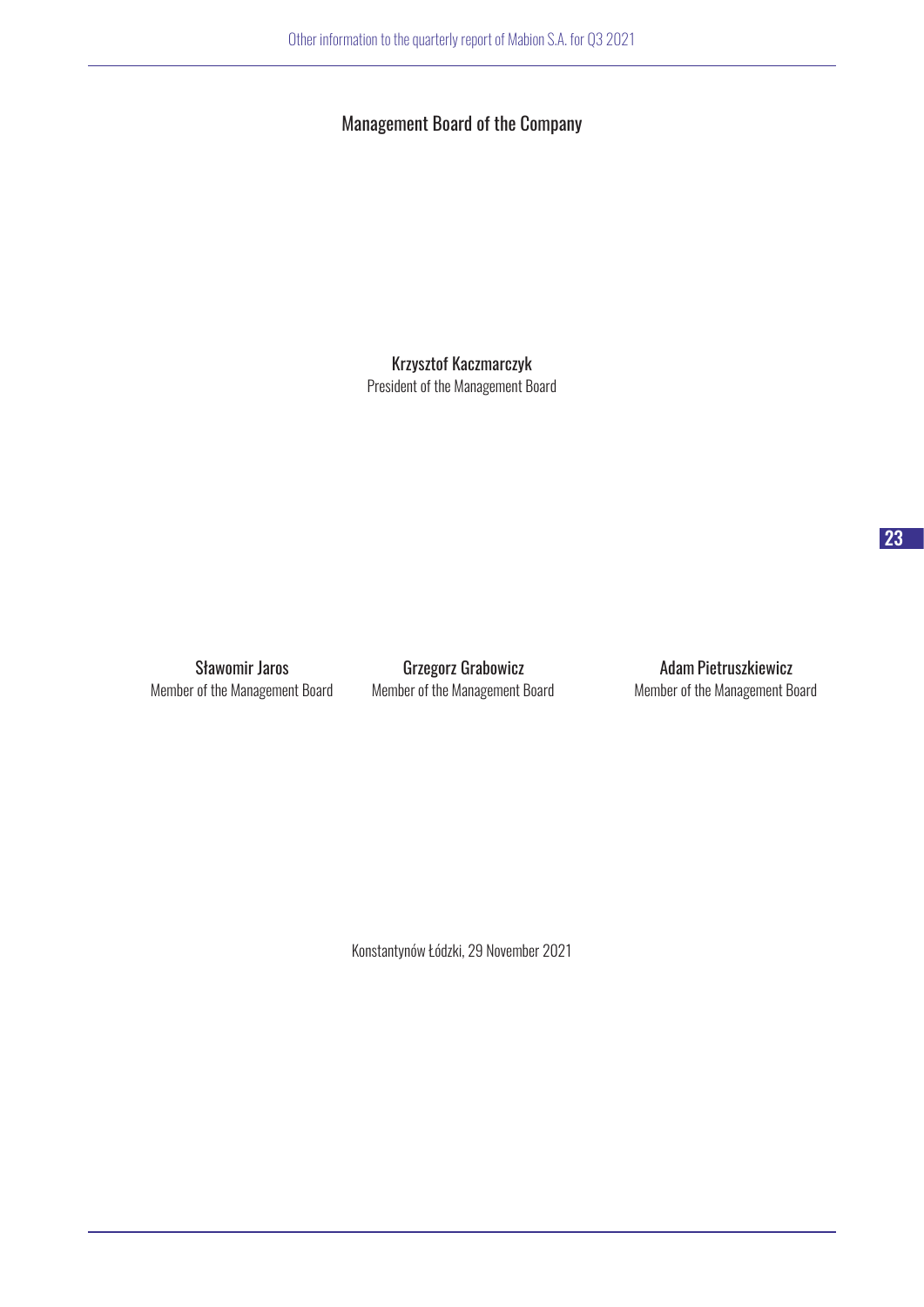## Management Board of the Company

Krzysztof Kaczmarczyk
President of the Management Board

Sławomir Jaros
Member of the Management Board

Grzegorz Grabowicz
Member of the Management Board

Adam Pietruszkiewicz
Member of the Management Board

Konstantynów Łódzki, 29 November 2021